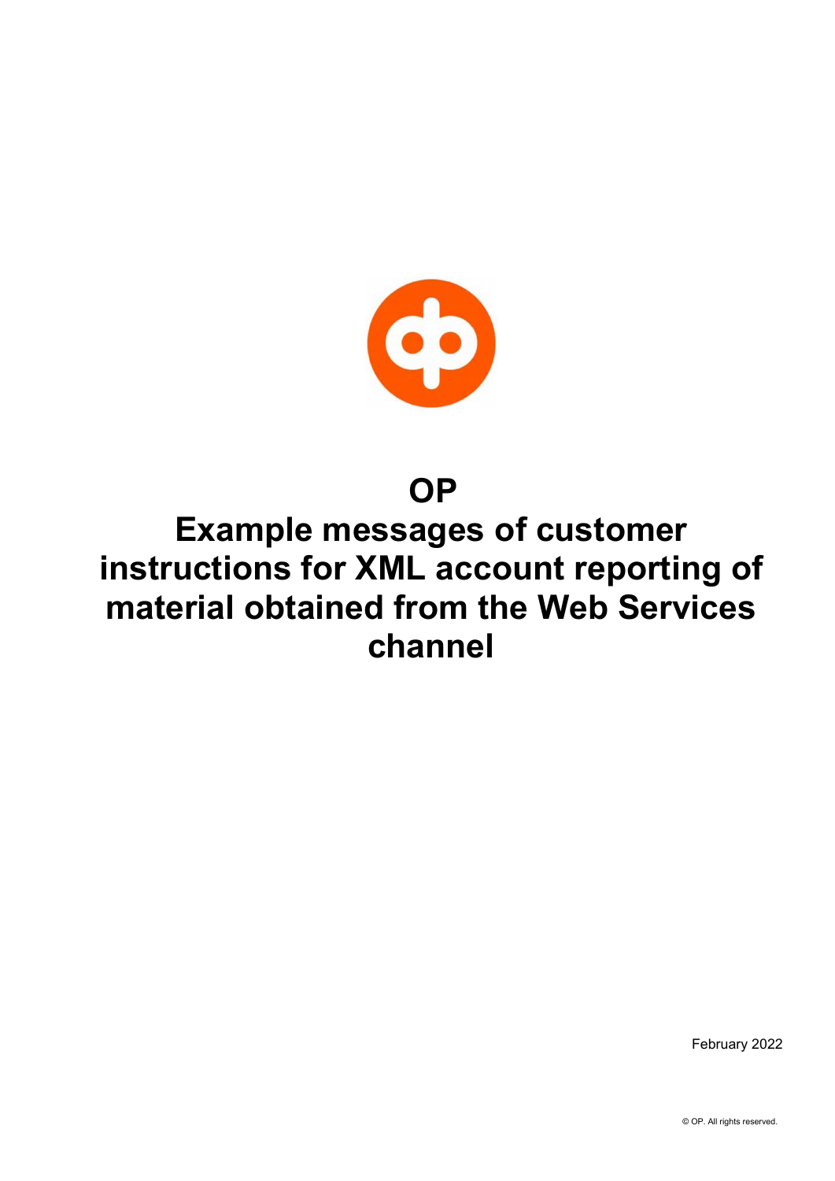# OP

# Example messages of customer instructions for XML account reporting of material obtained from the Web Services channel

February 2022

© OP. All rights reserved.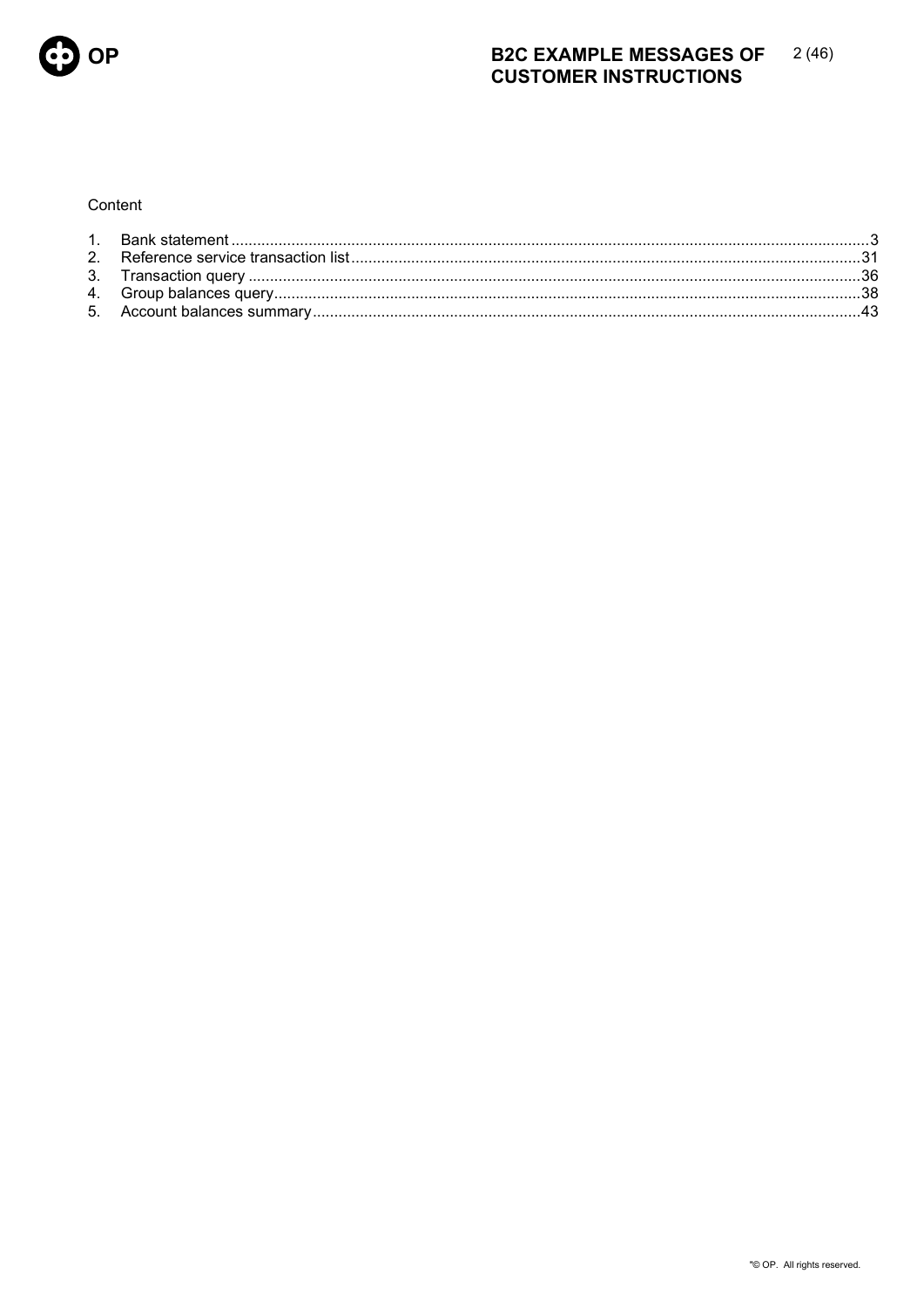Content

1. Bank statement ........................................................................ 3
2. Reference service transaction list ........................................................ 31
3. Transaction query ........................................................................ 36
4. Group balances query ...................................................................... 38
5. Account balances summary .................................................................. 43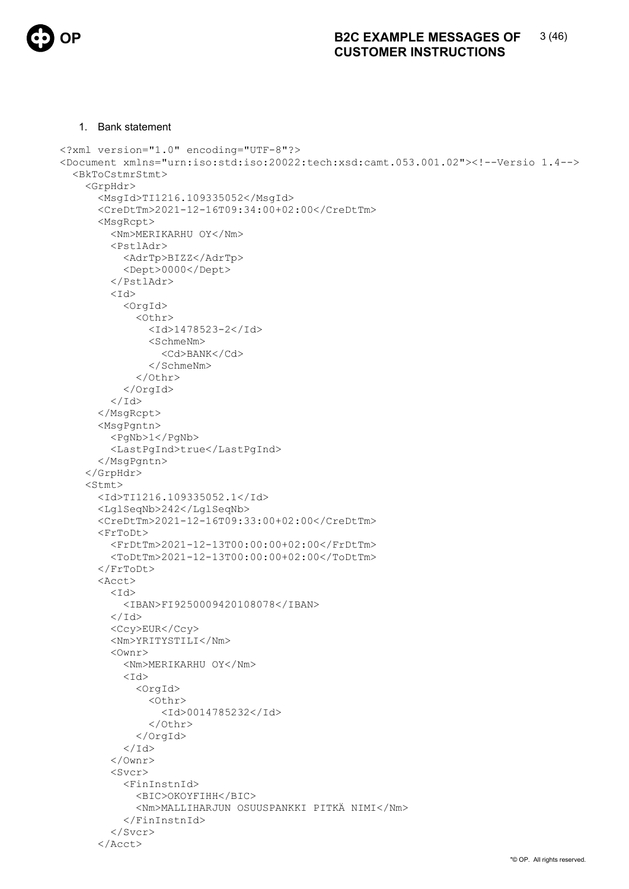1. Bank statement

```
<?xml version="1.0" encoding="UTF-8"?>
<Document xmlns="urn:iso:std:iso:20022:tech:xsd:camt.053.001.02"><!--Versio 1.4-->
  <BkToCstmrStmt>
    <GrpHdr>
      <MsgId>TI1216.109335052</MsgId>
      <CreDtTm>2021-12-16T09:34:00+02:00</CreDtTm>
      <MsgRcpt>
        <Nm>MERIKARHU OY</Nm>
        <PstlAdr>
          <AdrTp>BIZZ</AdrTp>
          <Dept>0000</Dept>
        </PstlAdr>
        <Id>
          <OrgId>
            <Othr>
              <Id>1478523-2</Id>
              <SchmeNm>
                <Cd>BANK</Cd>
              </SchmeNm>
            </Othr>
          </OrgId>
        </Id>
      </MsgRcpt>
      <MsgPgntn>
        <PgNb>1</PgNb>
        <LastPgInd>true</LastPgInd>
      </MsgPgntn>
    </GrpHdr>
    <Stmt>
      <Id>TI1216.109335052.1</Id>
      <LglSeqNb>242</LglSeqNb>
      <CreDtTm>2021-12-16T09:33:00+02:00</CreDtTm>
      <FrToDt>
        <FrDtTm>2021-12-13T00:00:00+02:00</FrDtTm>
        <ToDtTm>2021-12-13T00:00:00+02:00</ToDtTm>
      </FrToDt>
      <Acct>
        <Id>
          <IBAN>FI9250009420108078</IBAN>
        </Id>
        <Ccy>EUR</Ccy>
        <Nm>YRITYSTILI</Nm>
        <Ownr>
          <Nm>MERIKARHU OY</Nm>
          <Id>
            <OrgId>
              <Othr>
                <Id>0014785232</Id>
              </Othr>
            </OrgId>
          </Id>
        </Ownr>
        <Svcr>
          <FinInstnId>
            <BIC>OKOYFIHH</BIC>
            <Nm>MALLIHARJUN OSUUSPANKKI PITKÄ NIMI</Nm>
          </FinInstnId>
        </Svcr>
      </Acct>
```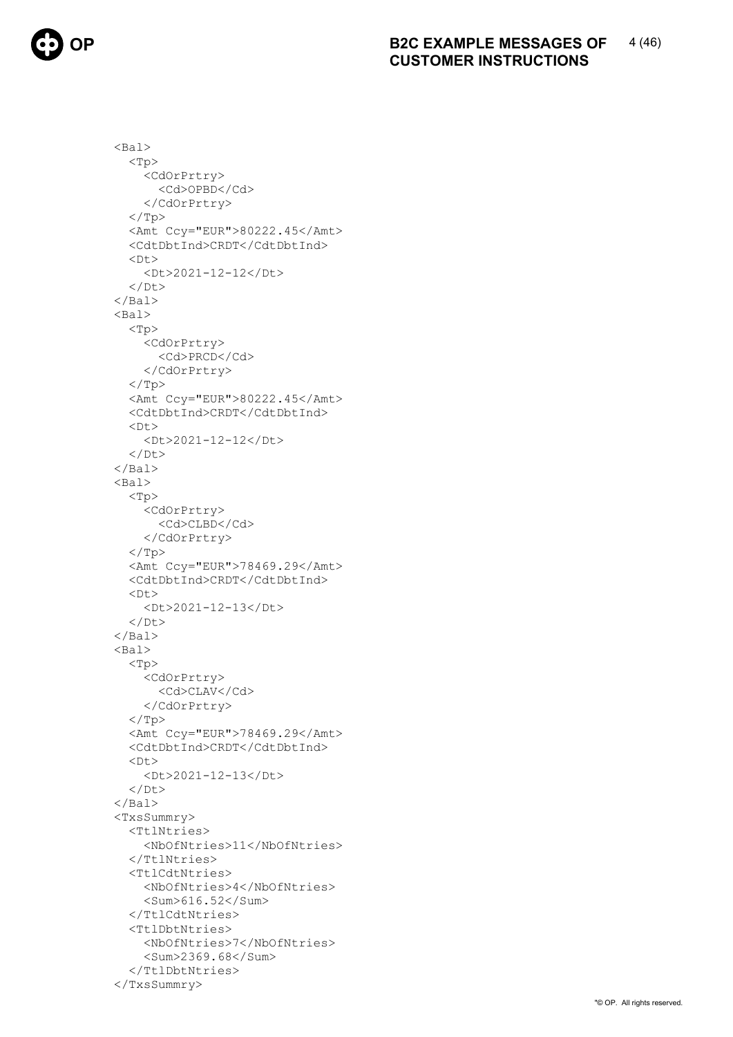```
<Bal>
  <Tp>
    <CdOrPrtry>
      <Cd>OPBD</Cd>
    </CdOrPrtry>
  </Tp>
  <Amt Ccy="EUR">80222.45</Amt>
  <CdtDbtInd>CRDT</CdtDbtInd>
  <Dt>
    <Dt>2021-12-12</Dt>
  </Dt>
</Bal>
<Bal>
  <Tp>
    <CdOrPrtry>
      <Cd>PRCD</Cd>
    </CdOrPrtry>
  </Tp>
  <Amt Ccy="EUR">80222.45</Amt>
  <CdtDbtInd>CRDT</CdtDbtInd>
  <Dt>
    <Dt>2021-12-12</Dt>
  </Dt>
</Bal>
<Bal>
  <Tp>
    <CdOrPrtry>
      <Cd>CLBD</Cd>
    </CdOrPrtry>
  </Tp>
  <Amt Ccy="EUR">78469.29</Amt>
  <CdtDbtInd>CRDT</CdtDbtInd>
  <Dt>
    <Dt>2021-12-13</Dt>
  </Dt>
</Bal>
<Bal>
  <Tp>
    <CdOrPrtry>
      <Cd>CLAV</Cd>
    </CdOrPrtry>
  </Tp>
  <Amt Ccy="EUR">78469.29</Amt>
  <CdtDbtInd>CRDT</CdtDbtInd>
  <Dt>
    <Dt>2021-12-13</Dt>
  </Dt>
</Bal>
<TxsSummry>
  <TtlNtries>
    <NbOfNtries>11</NbOfNtries>
  </TtlNtries>
  <TtlCdtNtries>
    <NbOfNtries>4</NbOfNtries>
    <Sum>616.52</Sum>
  </TtlCdtNtries>
  <TtlDbtNtries>
    <NbOfNtries>7</NbOfNtries>
    <Sum>2369.68</Sum>
  </TtlDbtNtries>
</TxsSummry>
```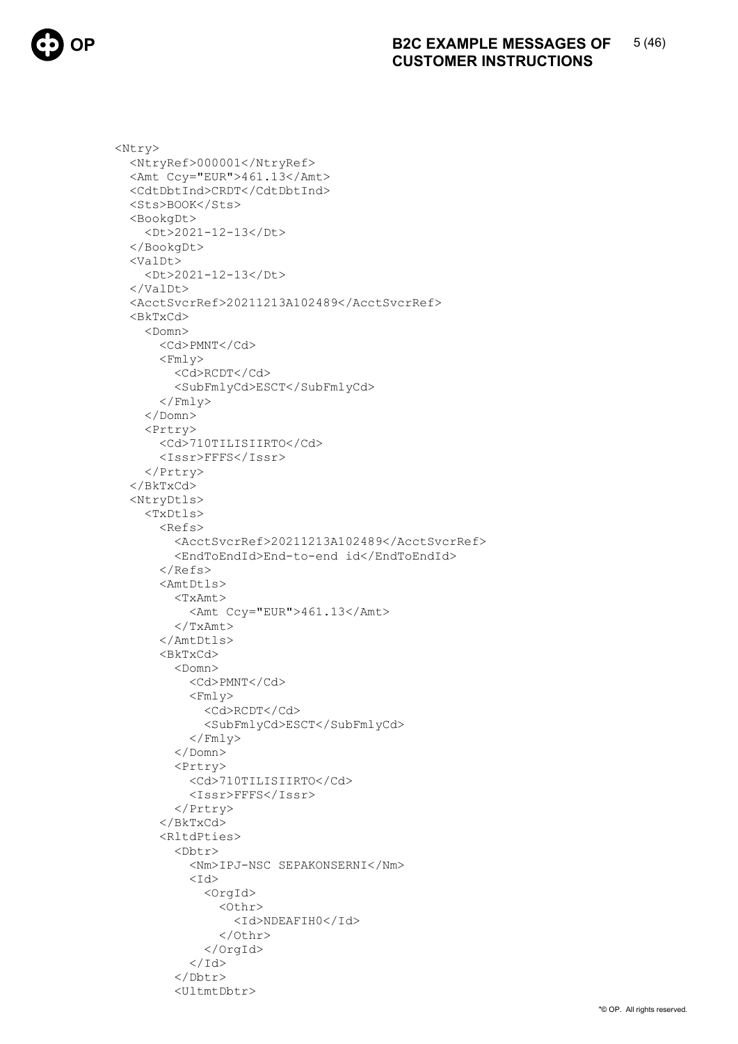```xml
<Ntry>
  <NtryRef>000001</NtryRef>
  <Amt Ccy="EUR">461.13</Amt>
  <CdtDbtInd>CRDT</CdtDbtInd>
  <Sts>BOOK</Sts>
  <BookgDt>
    <Dt>2021-12-13</Dt>
  </BookgDt>
  <ValDt>
    <Dt>2021-12-13</Dt>
  </ValDt>
  <AcctSvcrRef>20211213A102489</AcctSvcrRef>
  <BkTxCd>
    <Domn>
      <Cd>PMNT</Cd>
      <Fmly>
        <Cd>RCDT</Cd>
        <SubFmlyCd>ESCT</SubFmlyCd>
      </Fmly>
    </Domn>
    <Prtry>
      <Cd>710TILISIIRTO</Cd>
      <Issr>FFFS</Issr>
    </Prtry>
  </BkTxCd>
  <NtryDtls>
    <TxDtls>
      <Refs>
        <AcctSvcrRef>20211213A102489</AcctSvcrRef>
        <EndToEndId>End-to-end id</EndToEndId>
      </Refs>
      <AmtDtls>
        <TxAmt>
          <Amt Ccy="EUR">461.13</Amt>
        </TxAmt>
      </AmtDtls>
      <BkTxCd>
        <Domn>
          <Cd>PMNT</Cd>
          <Fmly>
            <Cd>RCDT</Cd>
            <SubFmlyCd>ESCT</SubFmlyCd>
          </Fmly>
        </Domn>
        <Prtry>
          <Cd>710TILISIIRTO</Cd>
          <Issr>FFFS</Issr>
        </Prtry>
      </BkTxCd>
      <RltdPties>
        <Dbtr>
          <Nm>IPJ-NSC SEPAKONSERNI</Nm>
          <Id>
            <OrgId>
              <Othr>
                <Id>NDEAFIH0</Id>
              </Othr>
            </OrgId>
          </Id>
        </Dbtr>
        <UltmtDbtr>
```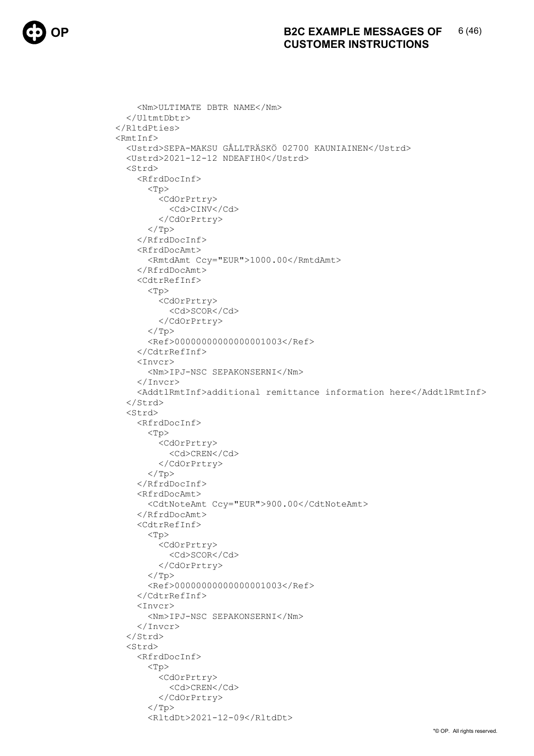```
            <Nm>ULTIMATE DBTR NAME</Nm>
          </UltmtDbtr>
        </RltdPties>
        <RmtInf>
          <Ustrd>SEPA-MAKSU GÅLLTRÄSKÖ 02700 KAUNIAINEN</Ustrd>
          <Ustrd>2021-12-12 NDEAFIH0</Ustrd>
          <Strd>
            <RfrdDocInf>
              <Tp>
                <CdOrPrtry>
                  <Cd>CINV</Cd>
                </CdOrPrtry>
              </Tp>
            </RfrdDocInf>
            <RfrdDocAmt>
              <RmtdAmt Ccy="EUR">1000.00</RmtdAmt>
            </RfrdDocAmt>
            <CdtrRefInf>
              <Tp>
                <CdOrPrtry>
                  <Cd>SCOR</Cd>
                </CdOrPrtry>
              </Tp>
              <Ref>00000000000000001003</Ref>
            </CdtrRefInf>
            <Invcr>
              <Nm>IPJ-NSC SEPAKONSERNI</Nm>
            </Invcr>
            <AddtlRmtInf>additional remittance information here</AddtlRmtInf>
          </Strd>
          <Strd>
            <RfrdDocInf>
              <Tp>
                <CdOrPrtry>
                  <Cd>CREN</Cd>
                </CdOrPrtry>
              </Tp>
            </RfrdDocInf>
            <RfrdDocAmt>
              <CdtNoteAmt Ccy="EUR">900.00</CdtNoteAmt>
            </RfrdDocAmt>
            <CdtrRefInf>
              <Tp>
                <CdOrPrtry>
                  <Cd>SCOR</Cd>
                </CdOrPrtry>
              </Tp>
              <Ref>00000000000000001003</Ref>
            </CdtrRefInf>
            <Invcr>
              <Nm>IPJ-NSC SEPAKONSERNI</Nm>
            </Invcr>
          </Strd>
          <Strd>
            <RfrdDocInf>
              <Tp>
                <CdOrPrtry>
                  <Cd>CREN</Cd>
                </CdOrPrtry>
              </Tp>
              <RltdDt>2021-12-09</RltdDt>
```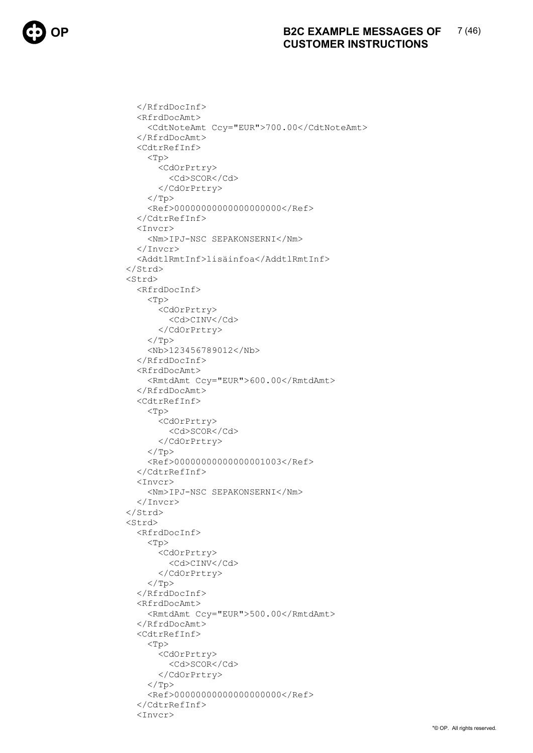```
        </RfrdDocInf>
        <RfrdDocAmt>
          <CdtNoteAmt Ccy="EUR">700.00</CdtNoteAmt>
        </RfrdDocAmt>
        <CdtrRefInf>
          <Tp>
            <CdOrPrtry>
              <Cd>SCOR</Cd>
            </CdOrPrtry>
          </Tp>
          <Ref>00000000000000000000</Ref>
        </CdtrRefInf>
        <Invcr>
          <Nm>IPJ-NSC SEPAKONSERNI</Nm>
        </Invcr>
        <AddtlRmtInf>lisäinfoa</AddtlRmtInf>
      </Strd>
      <Strd>
        <RfrdDocInf>
          <Tp>
            <CdOrPrtry>
              <Cd>CINV</Cd>
            </CdOrPrtry>
          </Tp>
          <Nb>123456789012</Nb>
        </RfrdDocInf>
        <RfrdDocAmt>
          <RmtdAmt Ccy="EUR">600.00</RmtdAmt>
        </RfrdDocAmt>
        <CdtrRefInf>
          <Tp>
            <CdOrPrtry>
              <Cd>SCOR</Cd>
            </CdOrPrtry>
          </Tp>
          <Ref>00000000000000001003</Ref>
        </CdtrRefInf>
        <Invcr>
          <Nm>IPJ-NSC SEPAKONSERNI</Nm>
        </Invcr>
      </Strd>
      <Strd>
        <RfrdDocInf>
          <Tp>
            <CdOrPrtry>
              <Cd>CINV</Cd>
            </CdOrPrtry>
          </Tp>
        </RfrdDocInf>
        <RfrdDocAmt>
          <RmtdAmt Ccy="EUR">500.00</RmtdAmt>
        </RfrdDocAmt>
        <CdtrRefInf>
          <Tp>
            <CdOrPrtry>
              <Cd>SCOR</Cd>
            </CdOrPrtry>
          </Tp>
          <Ref>00000000000000000000</Ref>
        </CdtrRefInf>
        <Invcr>
```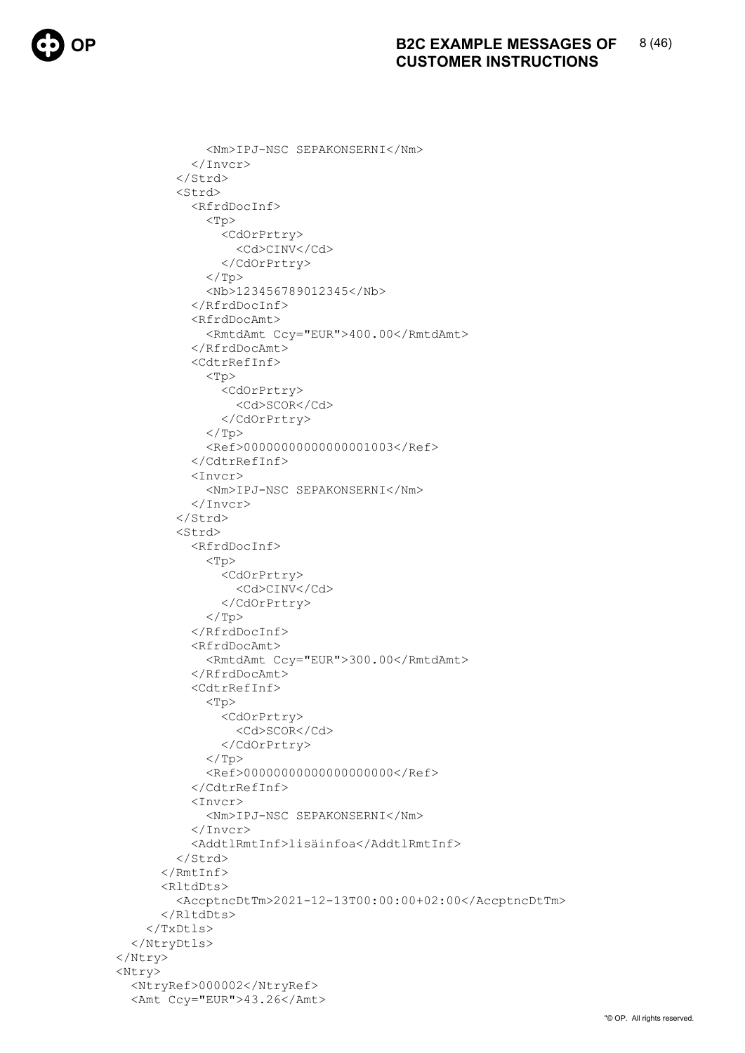```
            <Nm>IPJ-NSC SEPAKONSERNI</Nm>
          </Invcr>
        </Strd>
        <Strd>
          <RfrdDocInf>
            <Tp>
              <CdOrPrtry>
                <Cd>CINV</Cd>
              </CdOrPrtry>
            </Tp>
            <Nb>123456789012345</Nb>
          </RfrdDocInf>
          <RfrdDocAmt>
            <RmtdAmt Ccy="EUR">400.00</RmtdAmt>
          </RfrdDocAmt>
          <CdtrRefInf>
            <Tp>
              <CdOrPrtry>
                <Cd>SCOR</Cd>
              </CdOrPrtry>
            </Tp>
            <Ref>00000000000000001003</Ref>
          </CdtrRefInf>
          <Invcr>
            <Nm>IPJ-NSC SEPAKONSERNI</Nm>
          </Invcr>
        </Strd>
        <Strd>
          <RfrdDocInf>
            <Tp>
              <CdOrPrtry>
                <Cd>CINV</Cd>
              </CdOrPrtry>
            </Tp>
          </RfrdDocInf>
          <RfrdDocAmt>
            <RmtdAmt Ccy="EUR">300.00</RmtdAmt>
          </RfrdDocAmt>
          <CdtrRefInf>
            <Tp>
              <CdOrPrtry>
                <Cd>SCOR</Cd>
              </CdOrPrtry>
            </Tp>
            <Ref>00000000000000000000</Ref>
          </CdtrRefInf>
          <Invcr>
            <Nm>IPJ-NSC SEPAKONSERNI</Nm>
          </Invcr>
          <AddtlRmtInf>lisäinfoa</AddtlRmtInf>
        </Strd>
      </RmtInf>
      <RltdDts>
        <AccptncDtTm>2021-12-13T00:00:00+02:00</AccptncDtTm>
      </RltdDts>
    </TxDtls>
  </NtryDtls>
</Ntry>
<Ntry>
  <NtryRef>000002</NtryRef>
  <Amt Ccy="EUR">43.26</Amt>
```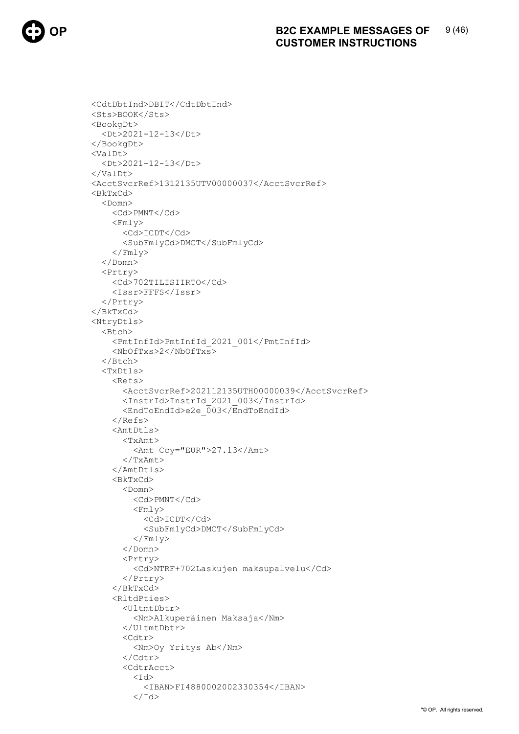```
<CdtDbtInd>DBIT</CdtDbtInd>
<Sts>BOOK</Sts>
<BookgDt>
  <Dt>2021-12-13</Dt>
</BookgDt>
<ValDt>
  <Dt>2021-12-13</Dt>
</ValDt>
<AcctSvcrRef>1312135UTV00000037</AcctSvcrRef>
<BkTxCd>
  <Domn>
    <Cd>PMNT</Cd>
    <Fmly>
      <Cd>ICDT</Cd>
      <SubFmlyCd>DMCT</SubFmlyCd>
    </Fmly>
  </Domn>
  <Prtry>
    <Cd>702TILISIIRTO</Cd>
    <Issr>FFFS</Issr>
  </Prtry>
</BkTxCd>
<NtryDtls>
  <Btch>
    <PmtInfId>PmtInfId_2021_001</PmtInfId>
    <NbOfTxs>2</NbOfTxs>
  </Btch>
  <TxDtls>
    <Refs>
      <AcctSvcrRef>202112135UTH00000039</AcctSvcrRef>
      <InstrId>InstrId_2021_003</InstrId>
      <EndToEndId>e2e_003</EndToEndId>
    </Refs>
    <AmtDtls>
      <TxAmt>
        <Amt Ccy="EUR">27.13</Amt>
      </TxAmt>
    </AmtDtls>
    <BkTxCd>
      <Domn>
        <Cd>PMNT</Cd>
        <Fmly>
          <Cd>ICDT</Cd>
          <SubFmlyCd>DMCT</SubFmlyCd>
        </Fmly>
      </Domn>
      <Prtry>
        <Cd>NTRF+702Laskujen maksupalvelu</Cd>
      </Prtry>
    </BkTxCd>
    <RltdPties>
      <UltmtDbtr>
        <Nm>Alkuperäinen Maksaja</Nm>
      </UltmtDbtr>
      <Cdtr>
        <Nm>Oy Yritys Ab</Nm>
      </Cdtr>
      <CdtrAcct>
        <Id>
          <IBAN>FI4880002002330354</IBAN>
        </Id>
```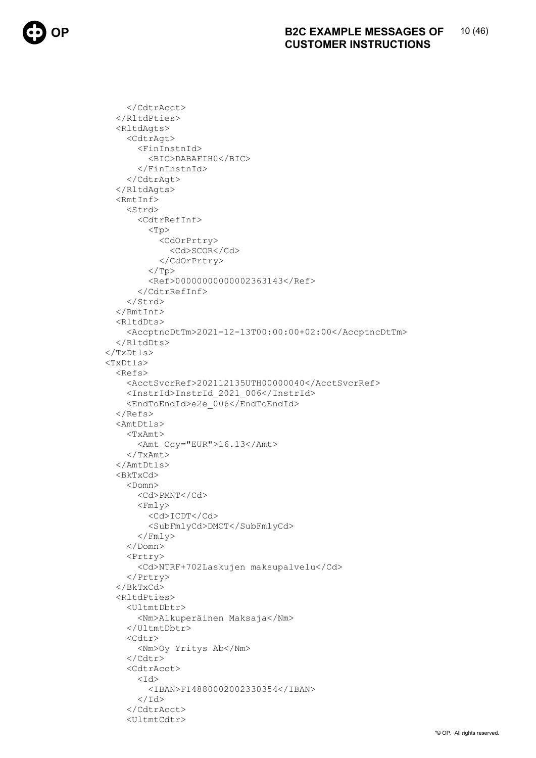```
          </CdtrAcct>
        </RltdPties>
        <RltdAgts>
          <CdtrAgt>
            <FinInstnId>
              <BIC>DABAFIH0</BIC>
            </FinInstnId>
          </CdtrAgt>
        </RltdAgts>
        <RmtInf>
          <Strd>
            <CdtrRefInf>
              <Tp>
                <CdOrPrtry>
                  <Cd>SCOR</Cd>
                </CdOrPrtry>
              </Tp>
              <Ref>00000000000002363143</Ref>
            </CdtrRefInf>
          </Strd>
        </RmtInf>
        <RltdDts>
          <AccptncDtTm>2021-12-13T00:00:00+02:00</AccptncDtTm>
        </RltdDts>
      </TxDtls>
      <TxDtls>
        <Refs>
          <AcctSvcrRef>202112135UTH00000040</AcctSvcrRef>
          <InstrId>InstrId_2021_006</InstrId>
          <EndToEndId>e2e_006</EndToEndId>
        </Refs>
        <AmtDtls>
          <TxAmt>
            <Amt Ccy="EUR">16.13</Amt>
          </TxAmt>
        </AmtDtls>
        <BkTxCd>
          <Domn>
            <Cd>PMNT</Cd>
            <Fmly>
              <Cd>ICDT</Cd>
              <SubFmlyCd>DMCT</SubFmlyCd>
            </Fmly>
          </Domn>
          <Prtry>
            <Cd>NTRF+702Laskujen maksupalvelu</Cd>
          </Prtry>
        </BkTxCd>
        <RltdPties>
          <UltmtDbtr>
            <Nm>Alkuperäinen Maksaja</Nm>
          </UltmtDbtr>
          <Cdtr>
            <Nm>Oy Yritys Ab</Nm>
          </Cdtr>
          <CdtrAcct>
            <Id>
              <IBAN>FI4880002002330354</IBAN>
            </Id>
          </CdtrAcct>
          <UltmtCdtr>
```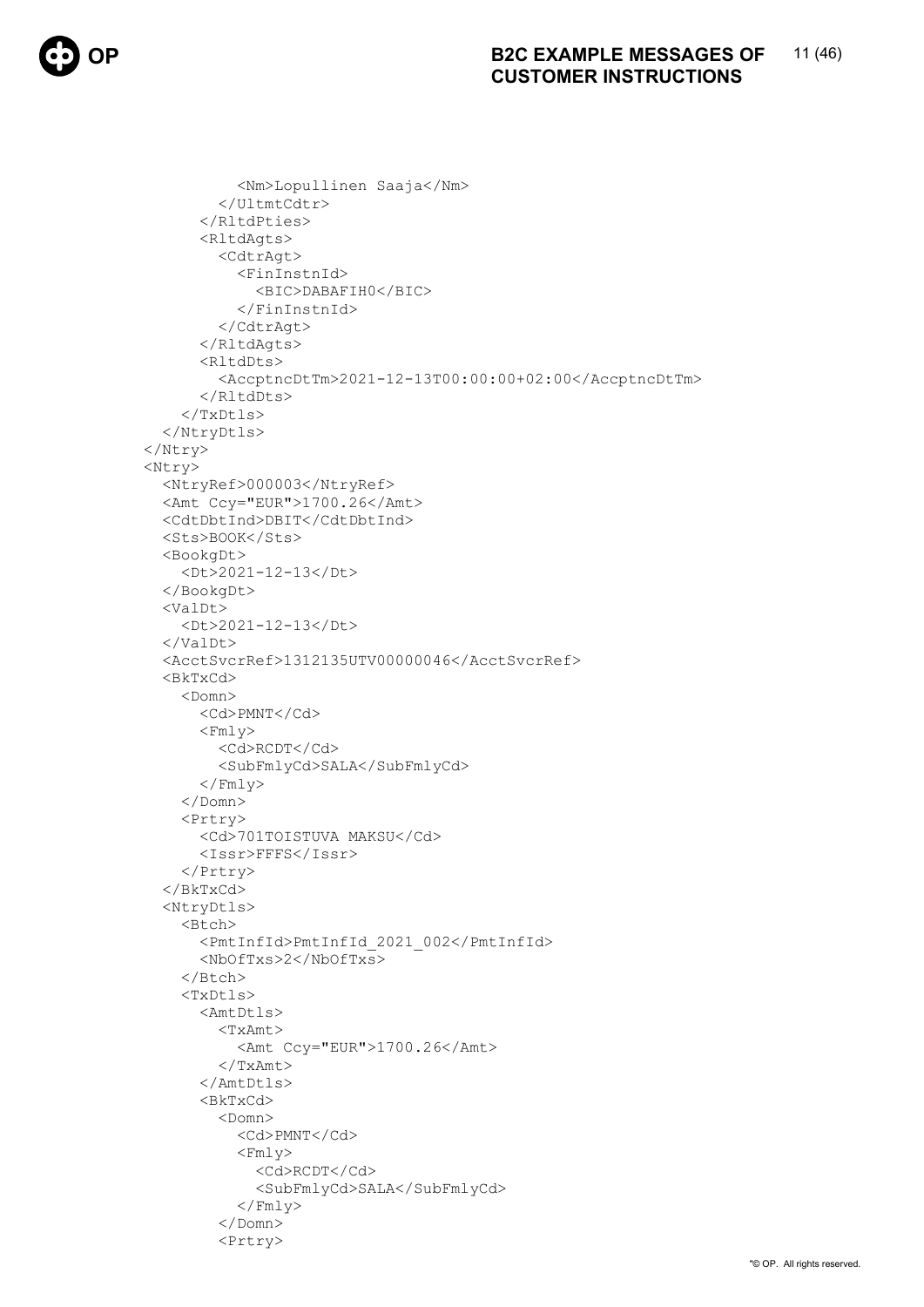```
            <Nm>Lopullinen Saaja</Nm>
          </UltmtCdtr>
        </RltdPties>
        <RltdAgts>
          <CdtrAgt>
            <FinInstnId>
              <BIC>DABAFIH0</BIC>
            </FinInstnId>
          </CdtrAgt>
        </RltdAgts>
        <RltdDts>
          <AccptncDtTm>2021-12-13T00:00:00+02:00</AccptncDtTm>
        </RltdDts>
      </TxDtls>
    </NtryDtls>
  </Ntry>
  <Ntry>
    <NtryRef>000003</NtryRef>
    <Amt Ccy="EUR">1700.26</Amt>
    <CdtDbtInd>DBIT</CdtDbtInd>
    <Sts>BOOK</Sts>
    <BookgDt>
      <Dt>2021-12-13</Dt>
    </BookgDt>
    <ValDt>
      <Dt>2021-12-13</Dt>
    </ValDt>
    <AcctSvcrRef>1312135UTV00000046</AcctSvcrRef>
    <BkTxCd>
      <Domn>
        <Cd>PMNT</Cd>
        <Fmly>
          <Cd>RCDT</Cd>
          <SubFmlyCd>SALA</SubFmlyCd>
        </Fmly>
      </Domn>
      <Prtry>
        <Cd>701TOISTUVA MAKSU</Cd>
        <Issr>FFFS</Issr>
      </Prtry>
    </BkTxCd>
    <NtryDtls>
      <Btch>
        <PmtInfId>PmtInfId_2021_002</PmtInfId>
        <NbOfTxs>2</NbOfTxs>
      </Btch>
      <TxDtls>
        <AmtDtls>
          <TxAmt>
            <Amt Ccy="EUR">1700.26</Amt>
          </TxAmt>
        </AmtDtls>
        <BkTxCd>
          <Domn>
            <Cd>PMNT</Cd>
            <Fmly>
              <Cd>RCDT</Cd>
              <SubFmlyCd>SALA</SubFmlyCd>
            </Fmly>
          </Domn>
          <Prtry>
```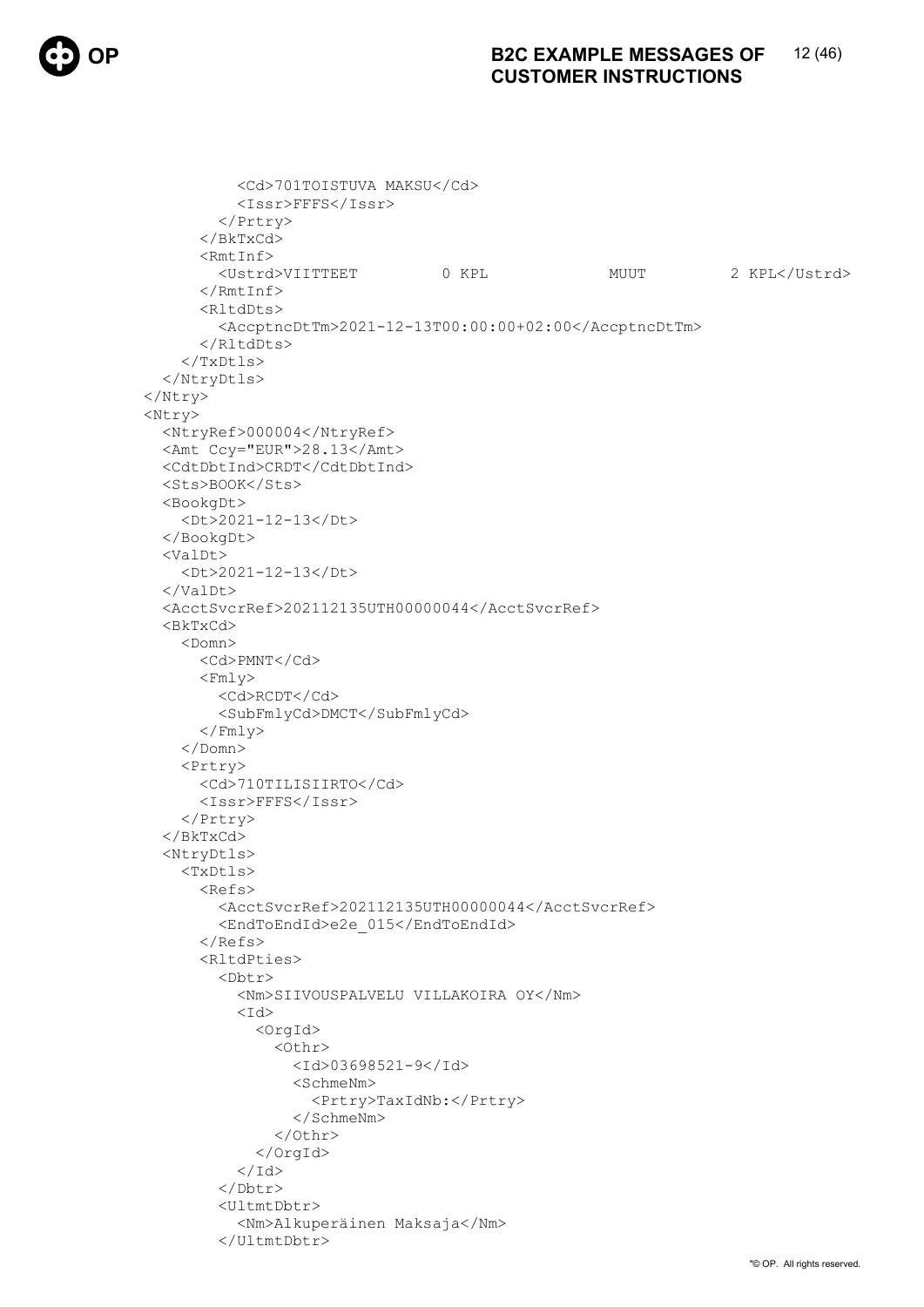```
          <Cd>701TOISTUVA MAKSU</Cd>
          <Issr>FFFS</Issr>
        </Prtry>
      </BkTxCd>
      <RmtInf>
        <Ustrd>VIITTEET         0 KPL             MUUT         2 KPL</Ustrd>
      </RmtInf>
      <RltdDts>
        <AccptncDtTm>2021-12-13T00:00:00+02:00</AccptncDtTm>
      </RltdDts>
    </TxDtls>
  </NtryDtls>
</Ntry>
<Ntry>
  <NtryRef>000004</NtryRef>
  <Amt Ccy="EUR">28.13</Amt>
  <CdtDbtInd>CRDT</CdtDbtInd>
  <Sts>BOOK</Sts>
  <BookgDt>
    <Dt>2021-12-13</Dt>
  </BookgDt>
  <ValDt>
    <Dt>2021-12-13</Dt>
  </ValDt>
  <AcctSvcrRef>202112135UTH00000044</AcctSvcrRef>
  <BkTxCd>
    <Domn>
      <Cd>PMNT</Cd>
      <Fmly>
        <Cd>RCDT</Cd>
        <SubFmlyCd>DMCT</SubFmlyCd>
      </Fmly>
    </Domn>
    <Prtry>
      <Cd>710TILISIIRTO</Cd>
      <Issr>FFFS</Issr>
    </Prtry>
  </BkTxCd>
  <NtryDtls>
    <TxDtls>
      <Refs>
        <AcctSvcrRef>202112135UTH00000044</AcctSvcrRef>
        <EndToEndId>e2e_015</EndToEndId>
      </Refs>
      <RltdPties>
        <Dbtr>
          <Nm>SIIVOUSPALVELU VILLAKOIRA OY</Nm>
          <Id>
            <OrgId>
              <Othr>
                <Id>03698521-9</Id>
                <SchmeNm>
                  <Prtry>TaxIdNb:</Prtry>
                </SchmeNm>
              </Othr>
            </OrgId>
          </Id>
        </Dbtr>
        <UltmtDbtr>
          <Nm>Alkuperäinen Maksaja</Nm>
        </UltmtDbtr>
```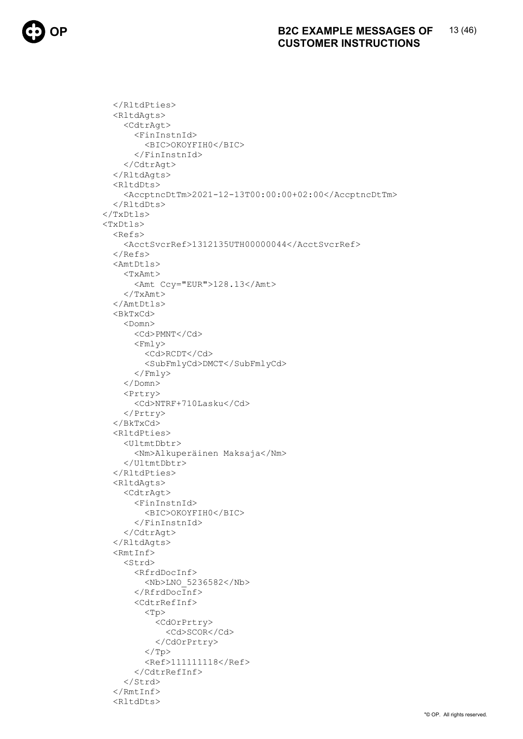```
    </RltdPties>
    <RltdAgts>
      <CdtrAgt>
        <FinInstnId>
          <BIC>OKOYFIH0</BIC>
        </FinInstnId>
      </CdtrAgt>
    </RltdAgts>
    <RltdDts>
      <AccptncDtTm>2021-12-13T00:00:00+02:00</AccptncDtTm>
    </RltdDts>
  </TxDtls>
  <TxDtls>
    <Refs>
      <AcctSvcrRef>1312135UTH00000044</AcctSvcrRef>
    </Refs>
    <AmtDtls>
      <TxAmt>
        <Amt Ccy="EUR">128.13</Amt>
      </TxAmt>
    </AmtDtls>
    <BkTxCd>
      <Domn>
        <Cd>PMNT</Cd>
        <Fmly>
          <Cd>RCDT</Cd>
          <SubFmlyCd>DMCT</SubFmlyCd>
        </Fmly>
      </Domn>
      <Prtry>
        <Cd>NTRF+710Lasku</Cd>
      </Prtry>
    </BkTxCd>
    <RltdPties>
      <UltmtDbtr>
        <Nm>Alkuperäinen Maksaja</Nm>
      </UltmtDbtr>
    </RltdPties>
    <RltdAgts>
      <CdtrAgt>
        <FinInstnId>
          <BIC>OKOYFIH0</BIC>
        </FinInstnId>
      </CdtrAgt>
    </RltdAgts>
    <RmtInf>
      <Strd>
        <RfrdDocInf>
          <Nb>LNO_5236582</Nb>
        </RfrdDocInf>
        <CdtrRefInf>
          <Tp>
            <CdOrPrtry>
              <Cd>SCOR</Cd>
            </CdOrPrtry>
          </Tp>
          <Ref>111111118</Ref>
        </CdtrRefInf>
      </Strd>
    </RmtInf>
    <RltdDts>
```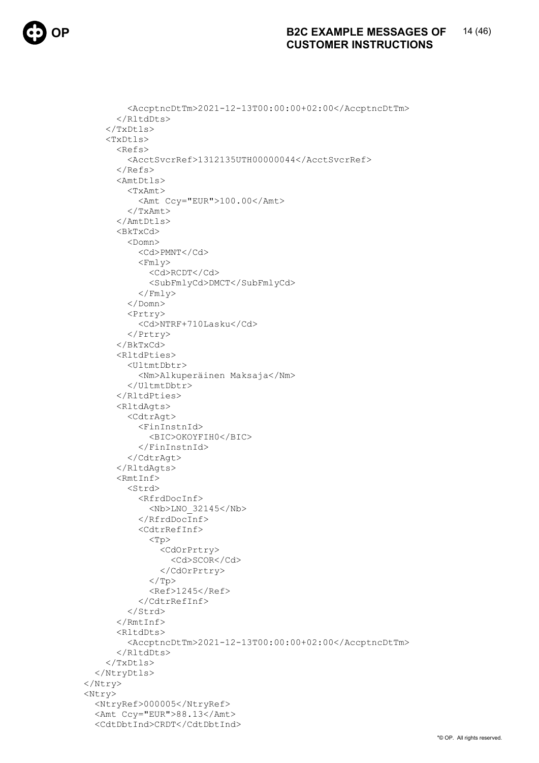```
          <AccptncDtTm>2021-12-13T00:00:00+02:00</AccptncDtTm>
        </RltdDts>
      </TxDtls>
      <TxDtls>
        <Refs>
          <AcctSvcrRef>1312135UTH00000044</AcctSvcrRef>
        </Refs>
        <AmtDtls>
          <TxAmt>
            <Amt Ccy="EUR">100.00</Amt>
          </TxAmt>
        </AmtDtls>
        <BkTxCd>
          <Domn>
            <Cd>PMNT</Cd>
            <Fmly>
              <Cd>RCDT</Cd>
              <SubFmlyCd>DMCT</SubFmlyCd>
            </Fmly>
          </Domn>
          <Prtry>
            <Cd>NTRF+710Lasku</Cd>
          </Prtry>
        </BkTxCd>
        <RltdPties>
          <UltmtDbtr>
            <Nm>Alkuperäinen Maksaja</Nm>
          </UltmtDbtr>
        </RltdPties>
        <RltdAgts>
          <CdtrAgt>
            <FinInstnId>
              <BIC>OKOYFIH0</BIC>
            </FinInstnId>
          </CdtrAgt>
        </RltdAgts>
        <RmtInf>
          <Strd>
            <RfrdDocInf>
              <Nb>LNO_32145</Nb>
            </RfrdDocInf>
            <CdtrRefInf>
              <Tp>
                <CdOrPrtry>
                  <Cd>SCOR</Cd>
                </CdOrPrtry>
              </Tp>
              <Ref>1245</Ref>
            </CdtrRefInf>
          </Strd>
        </RmtInf>
        <RltdDts>
          <AccptncDtTm>2021-12-13T00:00:00+02:00</AccptncDtTm>
        </RltdDts>
      </TxDtls>
    </NtryDtls>
  </Ntry>
  <Ntry>
    <NtryRef>000005</NtryRef>
    <Amt Ccy="EUR">88.13</Amt>
    <CdtDbtInd>CRDT</CdtDbtInd>
```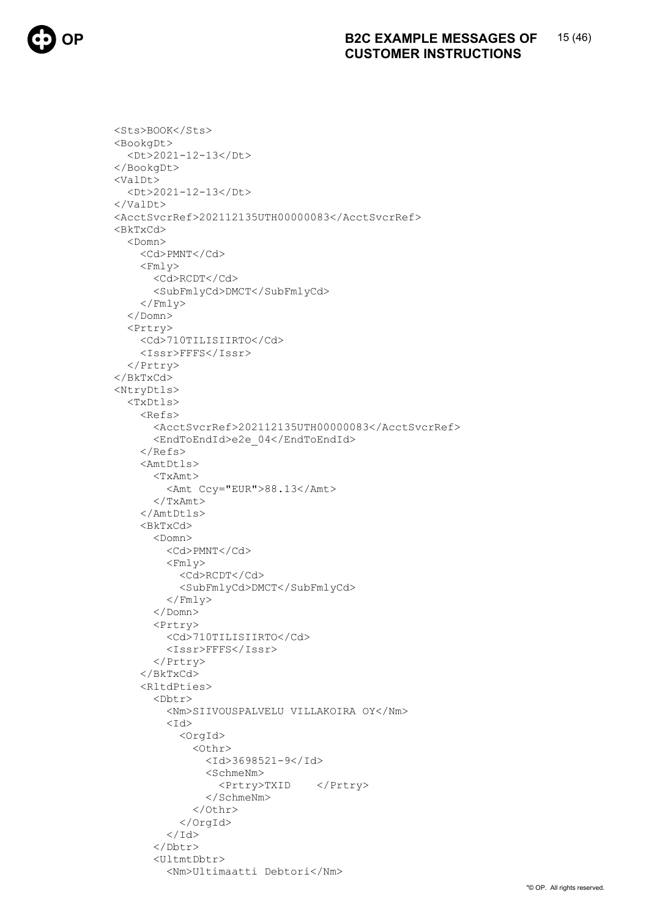```
<Sts>BOOK</Sts>
<BookgDt>
  <Dt>2021-12-13</Dt>
</BookgDt>
<ValDt>
  <Dt>2021-12-13</Dt>
</ValDt>
<AcctSvcrRef>202112135UTH00000083</AcctSvcrRef>
<BkTxCd>
  <Domn>
    <Cd>PMNT</Cd>
    <Fmly>
      <Cd>RCDT</Cd>
      <SubFmlyCd>DMCT</SubFmlyCd>
    </Fmly>
  </Domn>
  <Prtry>
    <Cd>710TILISIIRTO</Cd>
    <Issr>FFFS</Issr>
  </Prtry>
</BkTxCd>
<NtryDtls>
  <TxDtls>
    <Refs>
      <AcctSvcrRef>202112135UTH00000083</AcctSvcrRef>
      <EndToEndId>e2e_04</EndToEndId>
    </Refs>
    <AmtDtls>
      <TxAmt>
        <Amt Ccy="EUR">88.13</Amt>
      </TxAmt>
    </AmtDtls>
    <BkTxCd>
      <Domn>
        <Cd>PMNT</Cd>
        <Fmly>
          <Cd>RCDT</Cd>
          <SubFmlyCd>DMCT</SubFmlyCd>
        </Fmly>
      </Domn>
      <Prtry>
        <Cd>710TILISIIRTO</Cd>
        <Issr>FFFS</Issr>
      </Prtry>
    </BkTxCd>
    <RltdPties>
      <Dbtr>
        <Nm>SIIVOUSPALVELU VILLAKOIRA OY</Nm>
        <Id>
          <OrgId>
            <Othr>
              <Id>3698521-9</Id>
              <SchmeNm>
                <Prtry>TXID    </Prtry>
              </SchmeNm>
            </Othr>
          </OrgId>
        </Id>
      </Dbtr>
      <UltmtDbtr>
        <Nm>Ultimaatti Debtori</Nm>
```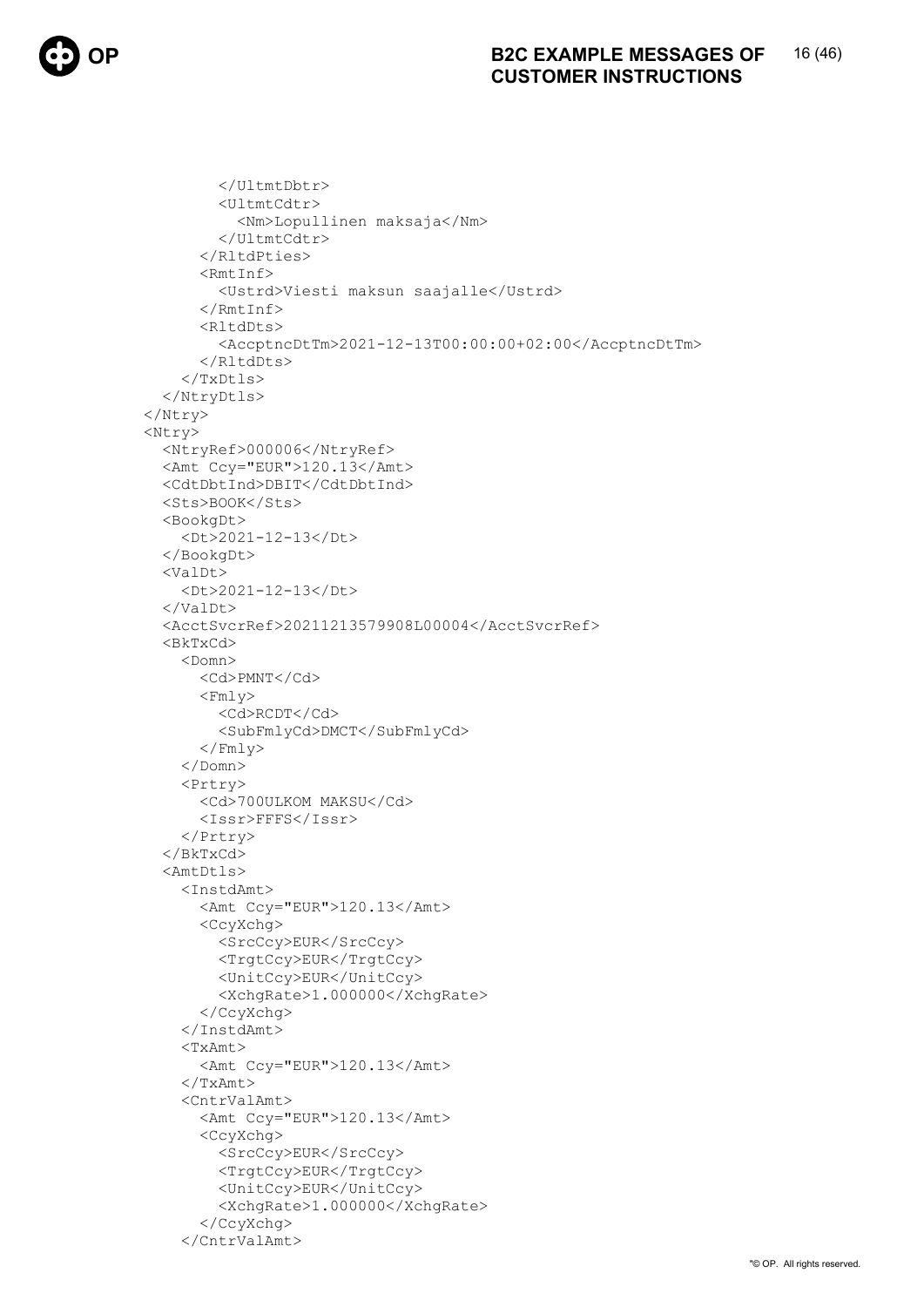```
        </UltmtDbtr>
        <UltmtCdtr>
          <Nm>Lopullinen maksaja</Nm>
        </UltmtCdtr>
      </RltdPties>
      <RmtInf>
        <Ustrd>Viesti maksun saajalle</Ustrd>
      </RmtInf>
      <RltdDts>
        <AccptncDtTm>2021-12-13T00:00:00+02:00</AccptncDtTm>
      </RltdDts>
    </TxDtls>
  </NtryDtls>
</Ntry>
<Ntry>
  <NtryRef>000006</NtryRef>
  <Amt Ccy="EUR">120.13</Amt>
  <CdtDbtInd>DBIT</CdtDbtInd>
  <Sts>BOOK</Sts>
  <BookgDt>
    <Dt>2021-12-13</Dt>
  </BookgDt>
  <ValDt>
    <Dt>2021-12-13</Dt>
  </ValDt>
  <AcctSvcrRef>20211213579908L00004</AcctSvcrRef>
  <BkTxCd>
    <Domn>
      <Cd>PMNT</Cd>
      <Fmly>
        <Cd>RCDT</Cd>
        <SubFmlyCd>DMCT</SubFmlyCd>
      </Fmly>
    </Domn>
    <Prtry>
      <Cd>700ULKOM MAKSU</Cd>
      <Issr>FFFS</Issr>
    </Prtry>
  </BkTxCd>
  <AmtDtls>
    <InstdAmt>
      <Amt Ccy="EUR">120.13</Amt>
      <CcyXchg>
        <SrcCcy>EUR</SrcCcy>
        <TrgtCcy>EUR</TrgtCcy>
        <UnitCcy>EUR</UnitCcy>
        <XchgRate>1.000000</XchgRate>
      </CcyXchg>
    </InstdAmt>
    <TxAmt>
      <Amt Ccy="EUR">120.13</Amt>
    </TxAmt>
    <CntrValAmt>
      <Amt Ccy="EUR">120.13</Amt>
      <CcyXchg>
        <SrcCcy>EUR</SrcCcy>
        <TrgtCcy>EUR</TrgtCcy>
        <UnitCcy>EUR</UnitCcy>
        <XchgRate>1.000000</XchgRate>
      </CcyXchg>
    </CntrValAmt>
```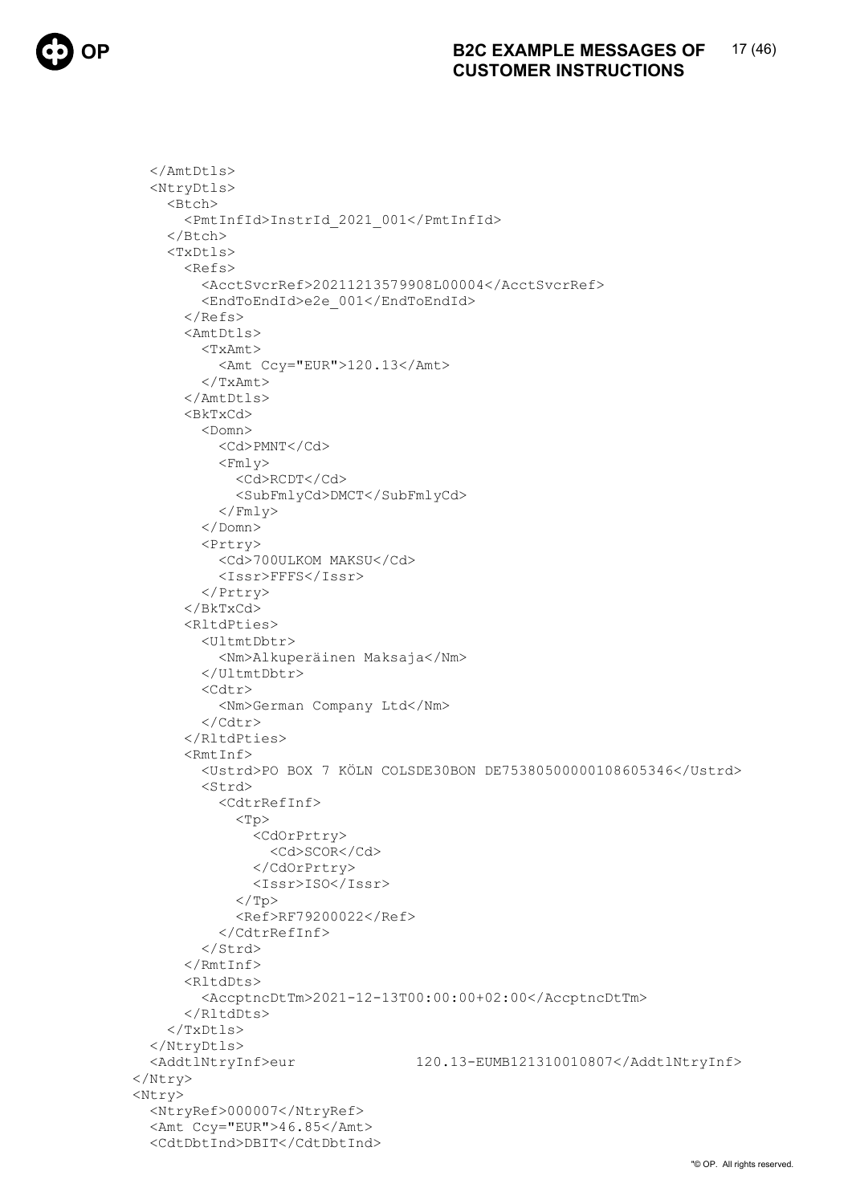```
    </AmtDtls>
    <NtryDtls>
      <Btch>
        <PmtInfId>InstrId_2021_001</PmtInfId>
      </Btch>
      <TxDtls>
        <Refs>
          <AcctSvcrRef>20211213579908L00004</AcctSvcrRef>
          <EndToEndId>e2e_001</EndToEndId>
        </Refs>
        <AmtDtls>
          <TxAmt>
            <Amt Ccy="EUR">120.13</Amt>
          </TxAmt>
        </AmtDtls>
        <BkTxCd>
          <Domn>
            <Cd>PMNT</Cd>
            <Fmly>
              <Cd>RCDT</Cd>
              <SubFmlyCd>DMCT</SubFmlyCd>
            </Fmly>
          </Domn>
          <Prtry>
            <Cd>700ULKOM MAKSU</Cd>
            <Issr>FFFS</Issr>
          </Prtry>
        </BkTxCd>
        <RltdPties>
          <UltmtDbtr>
            <Nm>Alkuperäinen Maksaja</Nm>
          </UltmtDbtr>
          <Cdtr>
            <Nm>German Company Ltd</Nm>
          </Cdtr>
        </RltdPties>
        <RmtInf>
          <Ustrd>PO BOX 7 KÖLN COLSDE30BON DE75380500000108605346</Ustrd>
          <Strd>
            <CdtrRefInf>
              <Tp>
                <CdOrPrtry>
                  <Cd>SCOR</Cd>
                </CdOrPrtry>
                <Issr>ISO</Issr>
              </Tp>
              <Ref>RF79200022</Ref>
            </CdtrRefInf>
          </Strd>
        </RmtInf>
        <RltdDts>
          <AccptncDtTm>2021-12-13T00:00:00+02:00</AccptncDtTm>
        </RltdDts>
      </TxDtls>
    </NtryDtls>
    <AddtlNtryInf>eur              120.13-EUMB121310010807</AddtlNtryInf>
  </Ntry>
  <Ntry>
    <NtryRef>000007</NtryRef>
    <Amt Ccy="EUR">46.85</Amt>
    <CdtDbtInd>DBIT</CdtDbtInd>
```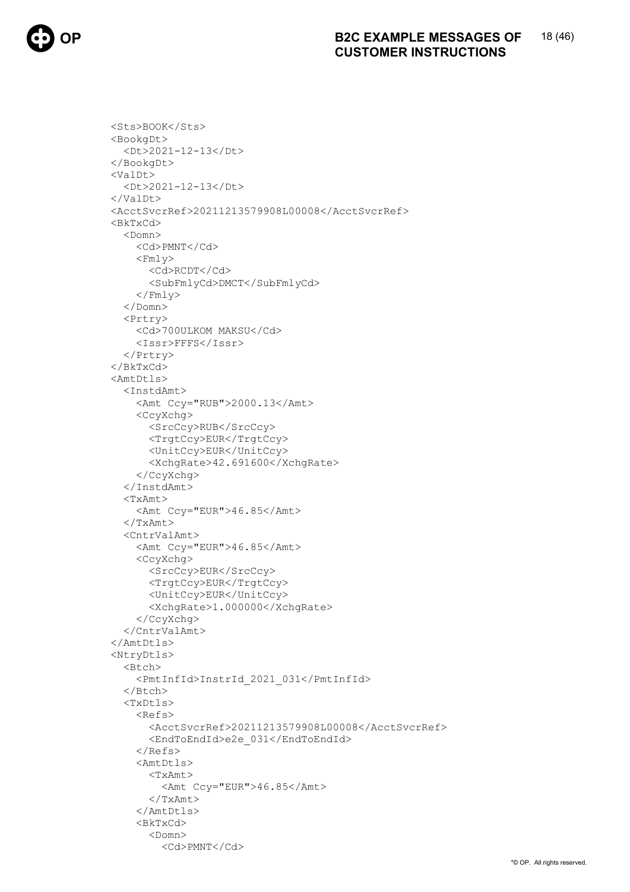```
<Sts>BOOK</Sts>
<BookgDt>
  <Dt>2021-12-13</Dt>
</BookgDt>
<ValDt>
  <Dt>2021-12-13</Dt>
</ValDt>
<AcctSvcrRef>20211213579908L00008</AcctSvcrRef>
<BkTxCd>
  <Domn>
    <Cd>PMNT</Cd>
    <Fmly>
      <Cd>RCDT</Cd>
      <SubFmlyCd>DMCT</SubFmlyCd>
    </Fmly>
  </Domn>
  <Prtry>
    <Cd>700ULKOM MAKSU</Cd>
    <Issr>FFFS</Issr>
  </Prtry>
</BkTxCd>
<AmtDtls>
  <InstdAmt>
    <Amt Ccy="RUB">2000.13</Amt>
    <CcyXchg>
      <SrcCcy>RUB</SrcCcy>
      <TrgtCcy>EUR</TrgtCcy>
      <UnitCcy>EUR</UnitCcy>
      <XchgRate>42.691600</XchgRate>
    </CcyXchg>
  </InstdAmt>
  <TxAmt>
    <Amt Ccy="EUR">46.85</Amt>
  </TxAmt>
  <CntrValAmt>
    <Amt Ccy="EUR">46.85</Amt>
    <CcyXchg>
      <SrcCcy>EUR</SrcCcy>
      <TrgtCcy>EUR</TrgtCcy>
      <UnitCcy>EUR</UnitCcy>
      <XchgRate>1.000000</XchgRate>
    </CcyXchg>
  </CntrValAmt>
</AmtDtls>
<NtryDtls>
  <Btch>
    <PmtInfId>InstrId_2021_031</PmtInfId>
  </Btch>
  <TxDtls>
    <Refs>
      <AcctSvcrRef>20211213579908L00008</AcctSvcrRef>
      <EndToEndId>e2e_031</EndToEndId>
    </Refs>
    <AmtDtls>
      <TxAmt>
        <Amt Ccy="EUR">46.85</Amt>
      </TxAmt>
    </AmtDtls>
    <BkTxCd>
      <Domn>
        <Cd>PMNT</Cd>
```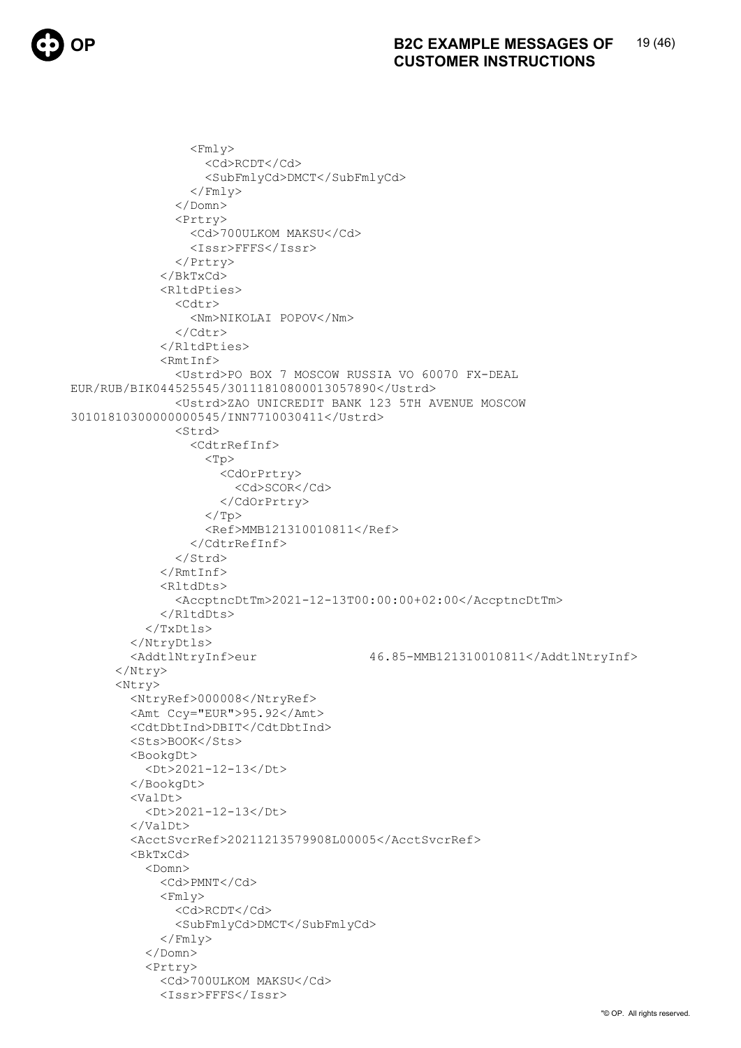```
              <Fmly>
                <Cd>RCDT</Cd>
                <SubFmlyCd>DMCT</SubFmlyCd>
              </Fmly>
            </Domn>
            <Prtry>
              <Cd>700ULKOM MAKSU</Cd>
              <Issr>FFFS</Issr>
            </Prtry>
          </BkTxCd>
          <RltdPties>
            <Cdtr>
              <Nm>NIKOLAI POPOV</Nm>
            </Cdtr>
          </RltdPties>
          <RmtInf>
            <Ustrd>PO BOX 7 MOSCOW RUSSIA VO 60070 FX-DEAL 
EUR/RUB/BIK044525545/30111810800013057890</Ustrd>
            <Ustrd>ZAO UNICREDIT BANK 123 5TH AVENUE MOSCOW 
30101810300000000545/INN7710030411</Ustrd>
            <Strd>
              <CdtrRefInf>
                <Tp>
                  <CdOrPrtry>
                    <Cd>SCOR</Cd>
                  </CdOrPrtry>
                </Tp>
                <Ref>MMB121310010811</Ref>
              </CdtrRefInf>
            </Strd>
          </RmtInf>
          <RltdDts>
            <AccptncDtTm>2021-12-13T00:00:00+02:00</AccptncDtTm>
          </RltdDts>
        </TxDtls>
      </NtryDtls>
      <AddtlNtryInf>eur               46.85-MMB121310010811</AddtlNtryInf>
    </Ntry>
    <Ntry>
      <NtryRef>000008</NtryRef>
      <Amt Ccy="EUR">95.92</Amt>
      <CdtDbtInd>DBIT</CdtDbtInd>
      <Sts>BOOK</Sts>
      <BookgDt>
        <Dt>2021-12-13</Dt>
      </BookgDt>
      <ValDt>
        <Dt>2021-12-13</Dt>
      </ValDt>
      <AcctSvcrRef>20211213579908L00005</AcctSvcrRef>
      <BkTxCd>
        <Domn>
          <Cd>PMNT</Cd>
          <Fmly>
            <Cd>RCDT</Cd>
            <SubFmlyCd>DMCT</SubFmlyCd>
          </Fmly>
        </Domn>
        <Prtry>
          <Cd>700ULKOM MAKSU</Cd>
          <Issr>FFFS</Issr>
```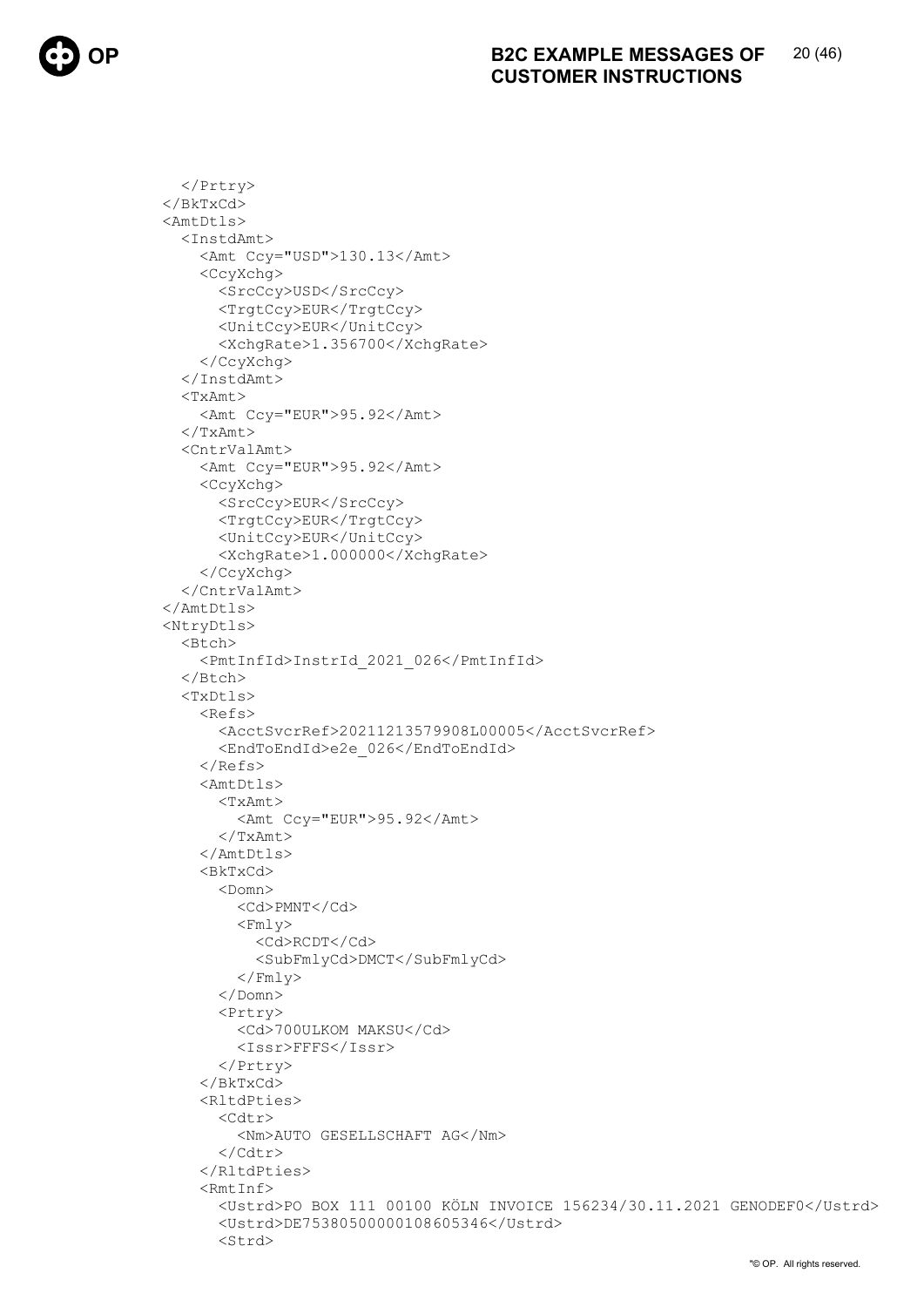```
      </Prtry>
    </BkTxCd>
    <AmtDtls>
      <InstdAmt>
        <Amt Ccy="USD">130.13</Amt>
        <CcyXchg>
          <SrcCcy>USD</SrcCcy>
          <TrgtCcy>EUR</TrgtCcy>
          <UnitCcy>EUR</UnitCcy>
          <XchgRate>1.356700</XchgRate>
        </CcyXchg>
      </InstdAmt>
      <TxAmt>
        <Amt Ccy="EUR">95.92</Amt>
      </TxAmt>
      <CntrValAmt>
        <Amt Ccy="EUR">95.92</Amt>
        <CcyXchg>
          <SrcCcy>EUR</SrcCcy>
          <TrgtCcy>EUR</TrgtCcy>
          <UnitCcy>EUR</UnitCcy>
          <XchgRate>1.000000</XchgRate>
        </CcyXchg>
      </CntrValAmt>
    </AmtDtls>
    <NtryDtls>
      <Btch>
        <PmtInfId>InstrId_2021_026</PmtInfId>
      </Btch>
      <TxDtls>
        <Refs>
          <AcctSvcrRef>20211213579908L00005</AcctSvcrRef>
          <EndToEndId>e2e_026</EndToEndId>
        </Refs>
        <AmtDtls>
          <TxAmt>
            <Amt Ccy="EUR">95.92</Amt>
          </TxAmt>
        </AmtDtls>
        <BkTxCd>
          <Domn>
            <Cd>PMNT</Cd>
            <Fmly>
              <Cd>RCDT</Cd>
              <SubFmlyCd>DMCT</SubFmlyCd>
            </Fmly>
          </Domn>
          <Prtry>
            <Cd>700ULKOM MAKSU</Cd>
            <Issr>FFFS</Issr>
          </Prtry>
        </BkTxCd>
        <RltdPties>
          <Cdtr>
            <Nm>AUTO GESELLSCHAFT AG</Nm>
          </Cdtr>
        </RltdPties>
        <RmtInf>
          <Ustrd>PO BOX 111 00100 KÖLN INVOICE 156234/30.11.2021 GENODEF0</Ustrd>
          <Ustrd>DE75380500000108605346</Ustrd>
          <Strd>
```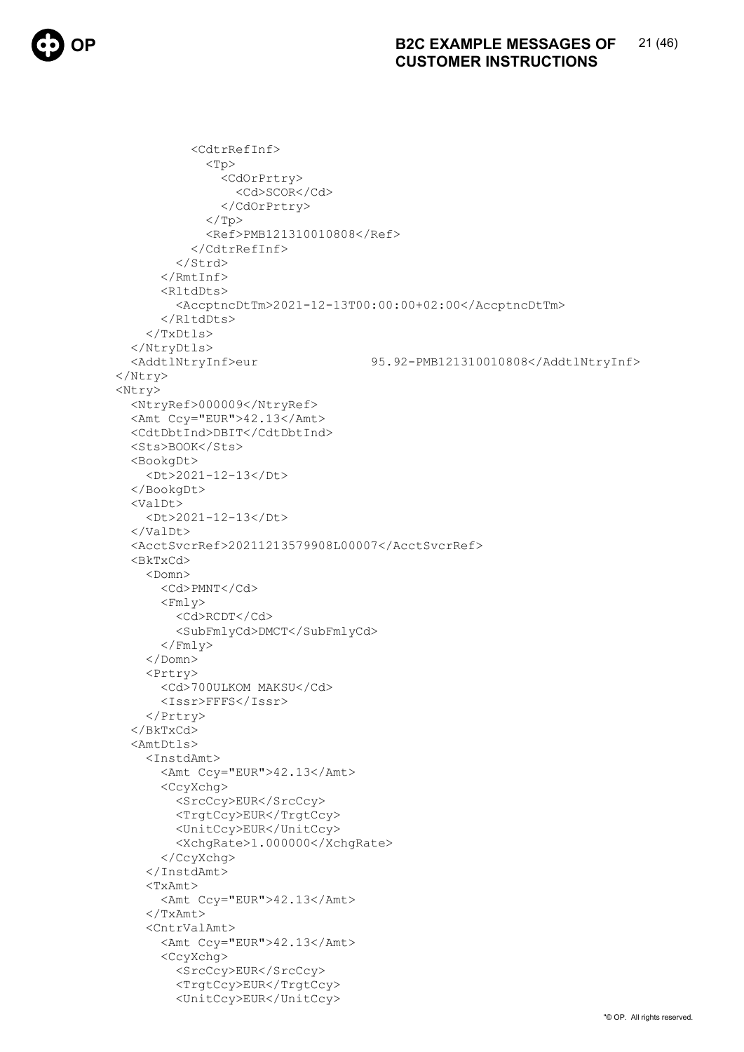```
            <CdtrRefInf>
              <Tp>
                <CdOrPrtry>
                  <Cd>SCOR</Cd>
                </CdOrPrtry>
              </Tp>
              <Ref>PMB121310010808</Ref>
            </CdtrRefInf>
          </Strd>
        </RmtInf>
        <RltdDts>
          <AccptncDtTm>2021-12-13T00:00:00+02:00</AccptncDtTm>
        </RltdDts>
      </TxDtls>
    </NtryDtls>
    <AddtlNtryInf>eur               95.92-PMB121310010808</AddtlNtryInf>
  </Ntry>
  <Ntry>
    <NtryRef>000009</NtryRef>
    <Amt Ccy="EUR">42.13</Amt>
    <CdtDbtInd>DBIT</CdtDbtInd>
    <Sts>BOOK</Sts>
    <BookgDt>
      <Dt>2021-12-13</Dt>
    </BookgDt>
    <ValDt>
      <Dt>2021-12-13</Dt>
    </ValDt>
    <AcctSvcrRef>20211213579908L00007</AcctSvcrRef>
    <BkTxCd>
      <Domn>
        <Cd>PMNT</Cd>
        <Fmly>
          <Cd>RCDT</Cd>
          <SubFmlyCd>DMCT</SubFmlyCd>
        </Fmly>
      </Domn>
      <Prtry>
        <Cd>700ULKOM MAKSU</Cd>
        <Issr>FFFS</Issr>
      </Prtry>
    </BkTxCd>
    <AmtDtls>
      <InstdAmt>
        <Amt Ccy="EUR">42.13</Amt>
        <CcyXchg>
          <SrcCcy>EUR</SrcCcy>
          <TrgtCcy>EUR</TrgtCcy>
          <UnitCcy>EUR</UnitCcy>
          <XchgRate>1.000000</XchgRate>
        </CcyXchg>
      </InstdAmt>
      <TxAmt>
        <Amt Ccy="EUR">42.13</Amt>
      </TxAmt>
      <CntrValAmt>
        <Amt Ccy="EUR">42.13</Amt>
        <CcyXchg>
          <SrcCcy>EUR</SrcCcy>
          <TrgtCcy>EUR</TrgtCcy>
          <UnitCcy>EUR</UnitCcy>
```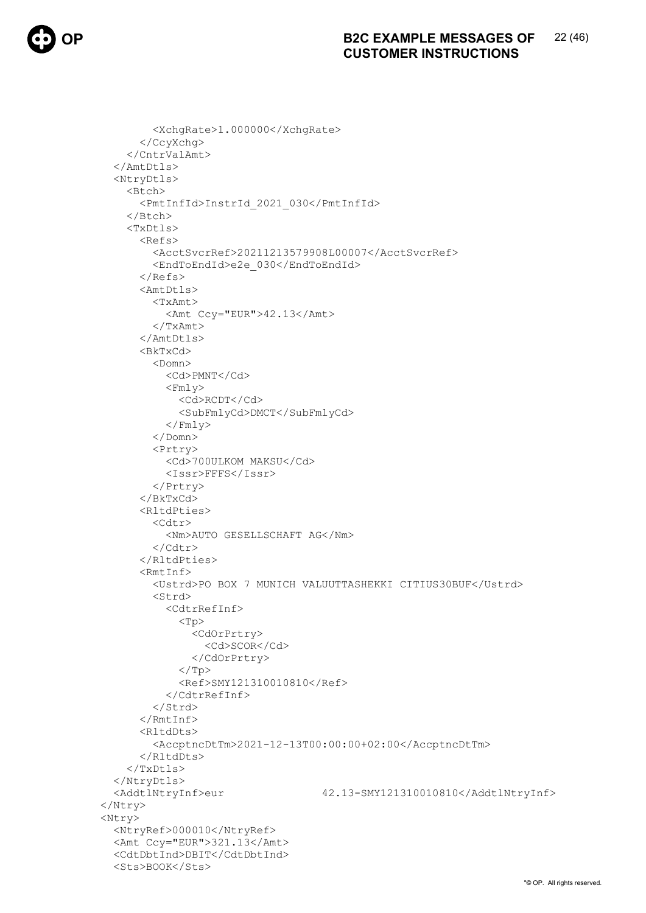```
          <XchgRate>1.000000</XchgRate>
        </CcyXchg>
      </CntrValAmt>
    </AmtDtls>
    <NtryDtls>
      <Btch>
        <PmtInfId>InstrId_2021_030</PmtInfId>
      </Btch>
      <TxDtls>
        <Refs>
          <AcctSvcrRef>20211213579908L00007</AcctSvcrRef>
          <EndToEndId>e2e_030</EndToEndId>
        </Refs>
        <AmtDtls>
          <TxAmt>
            <Amt Ccy="EUR">42.13</Amt>
          </TxAmt>
        </AmtDtls>
        <BkTxCd>
          <Domn>
            <Cd>PMNT</Cd>
            <Fmly>
              <Cd>RCDT</Cd>
              <SubFmlyCd>DMCT</SubFmlyCd>
            </Fmly>
          </Domn>
          <Prtry>
            <Cd>700ULKOM MAKSU</Cd>
            <Issr>FFFS</Issr>
          </Prtry>
        </BkTxCd>
        <RltdPties>
          <Cdtr>
            <Nm>AUTO GESELLSCHAFT AG</Nm>
          </Cdtr>
        </RltdPties>
        <RmtInf>
          <Ustrd>PO BOX 7 MUNICH VALUUTTASHEKKI CITIUS30BUF</Ustrd>
          <Strd>
            <CdtrRefInf>
              <Tp>
                <CdOrPrtry>
                  <Cd>SCOR</Cd>
                </CdOrPrtry>
              </Tp>
              <Ref>SMY121310010810</Ref>
            </CdtrRefInf>
          </Strd>
        </RmtInf>
        <RltdDts>
          <AccptncDtTm>2021-12-13T00:00:00+02:00</AccptncDtTm>
        </RltdDts>
      </TxDtls>
    </NtryDtls>
    <AddtlNtryInf>eur               42.13-SMY121310010810</AddtlNtryInf>
  </Ntry>
  <Ntry>
    <NtryRef>000010</NtryRef>
    <Amt Ccy="EUR">321.13</Amt>
    <CdtDbtInd>DBIT</CdtDbtInd>
    <Sts>BOOK</Sts>
```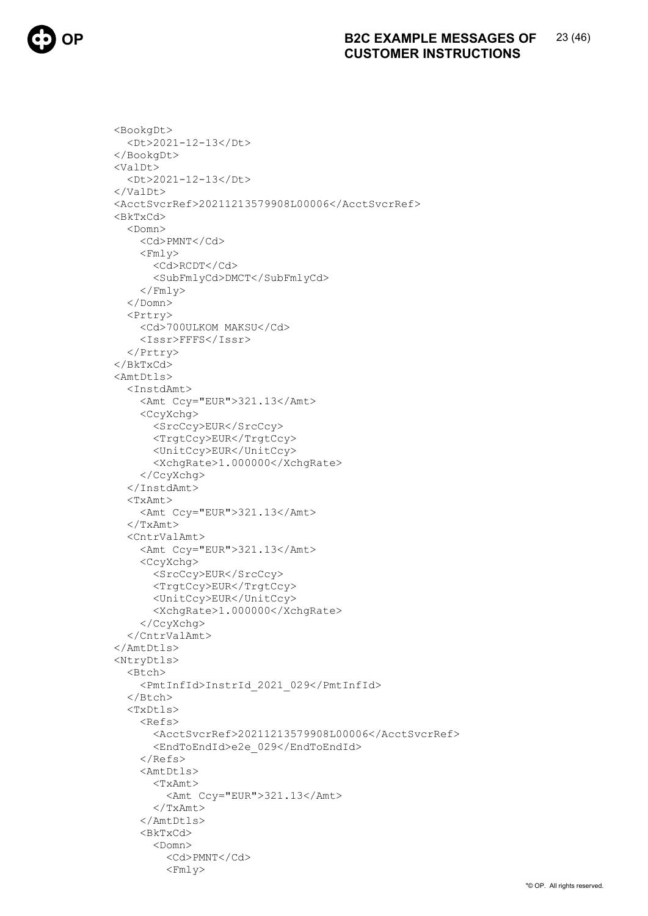```
<BookgDt>
  <Dt>2021-12-13</Dt>
</BookgDt>
<ValDt>
  <Dt>2021-12-13</Dt>
</ValDt>
<AcctSvcrRef>20211213579908L00006</AcctSvcrRef>
<BkTxCd>
  <Domn>
    <Cd>PMNT</Cd>
    <Fmly>
      <Cd>RCDT</Cd>
      <SubFmlyCd>DMCT</SubFmlyCd>
    </Fmly>
  </Domn>
  <Prtry>
    <Cd>700ULKOM MAKSU</Cd>
    <Issr>FFFS</Issr>
  </Prtry>
</BkTxCd>
<AmtDtls>
  <InstdAmt>
    <Amt Ccy="EUR">321.13</Amt>
    <CcyXchg>
      <SrcCcy>EUR</SrcCcy>
      <TrgtCcy>EUR</TrgtCcy>
      <UnitCcy>EUR</UnitCcy>
      <XchgRate>1.000000</XchgRate>
    </CcyXchg>
  </InstdAmt>
  <TxAmt>
    <Amt Ccy="EUR">321.13</Amt>
  </TxAmt>
  <CntrValAmt>
    <Amt Ccy="EUR">321.13</Amt>
    <CcyXchg>
      <SrcCcy>EUR</SrcCcy>
      <TrgtCcy>EUR</TrgtCcy>
      <UnitCcy>EUR</UnitCcy>
      <XchgRate>1.000000</XchgRate>
    </CcyXchg>
  </CntrValAmt>
</AmtDtls>
<NtryDtls>
  <Btch>
    <PmtInfId>InstrId_2021_029</PmtInfId>
  </Btch>
  <TxDtls>
    <Refs>
      <AcctSvcrRef>20211213579908L00006</AcctSvcrRef>
      <EndToEndId>e2e_029</EndToEndId>
    </Refs>
    <AmtDtls>
      <TxAmt>
        <Amt Ccy="EUR">321.13</Amt>
      </TxAmt>
    </AmtDtls>
    <BkTxCd>
      <Domn>
        <Cd>PMNT</Cd>
        <Fmly>
```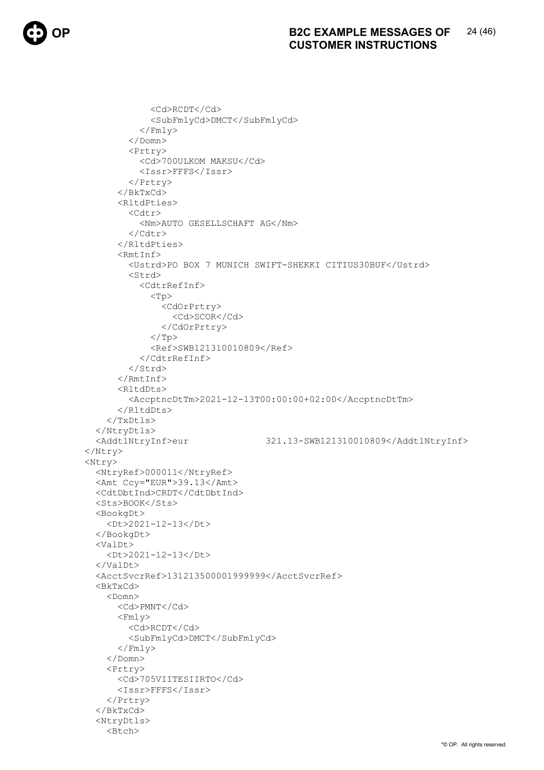```
            <Cd>RCDT</Cd>
            <SubFmlyCd>DMCT</SubFmlyCd>
          </Fmly>
        </Domn>
        <Prtry>
          <Cd>700ULKOM MAKSU</Cd>
          <Issr>FFFS</Issr>
        </Prtry>
      </BkTxCd>
      <RltdPties>
        <Cdtr>
          <Nm>AUTO GESELLSCHAFT AG</Nm>
        </Cdtr>
      </RltdPties>
      <RmtInf>
        <Ustrd>PO BOX 7 MUNICH SWIFT-SHEKKI CITIUS30BUF</Ustrd>
        <Strd>
          <CdtrRefInf>
            <Tp>
              <CdOrPrtry>
                <Cd>SCOR</Cd>
              </CdOrPrtry>
            </Tp>
            <Ref>SWB121310010809</Ref>
          </CdtrRefInf>
        </Strd>
      </RmtInf>
      <RltdDts>
        <AccptncDtTm>2021-12-13T00:00:00+02:00</AccptncDtTm>
      </RltdDts>
    </TxDtls>
  </NtryDtls>
  <AddtlNtryInf>eur              321.13-SWB121310010809</AddtlNtryInf>
</Ntry>
<Ntry>
  <NtryRef>000011</NtryRef>
  <Amt Ccy="EUR">39.13</Amt>
  <CdtDbtInd>CRDT</CdtDbtInd>
  <Sts>BOOK</Sts>
  <BookgDt>
    <Dt>2021-12-13</Dt>
  </BookgDt>
  <ValDt>
    <Dt>2021-12-13</Dt>
  </ValDt>
  <AcctSvcrRef>131213500001999999</AcctSvcrRef>
  <BkTxCd>
    <Domn>
      <Cd>PMNT</Cd>
      <Fmly>
        <Cd>RCDT</Cd>
        <SubFmlyCd>DMCT</SubFmlyCd>
      </Fmly>
    </Domn>
    <Prtry>
      <Cd>705VIITESIIRTO</Cd>
      <Issr>FFFS</Issr>
    </Prtry>
  </BkTxCd>
  <NtryDtls>
    <Btch>
```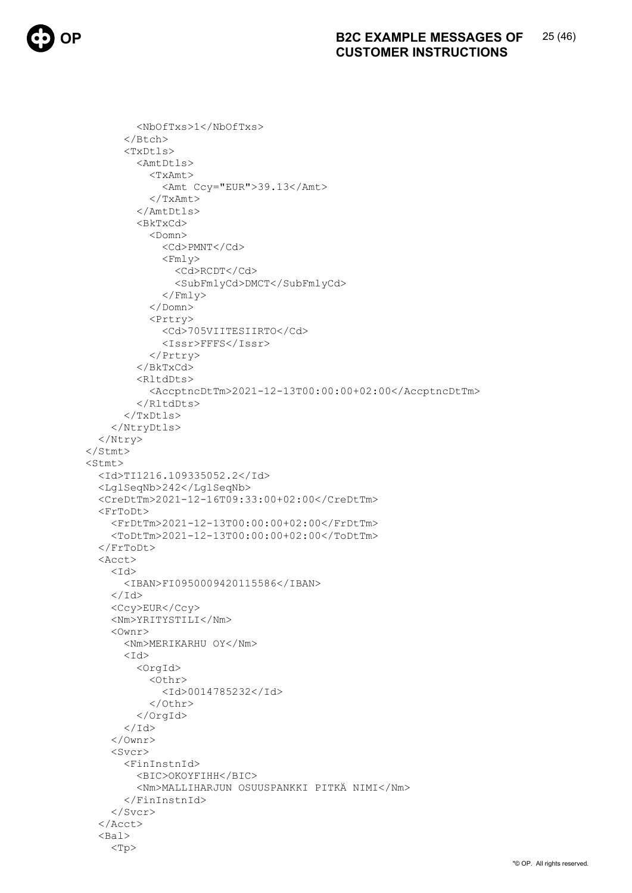```
          <NbOfTxs>1</NbOfTxs>
        </Btch>
        <TxDtls>
          <AmtDtls>
            <TxAmt>
              <Amt Ccy="EUR">39.13</Amt>
            </TxAmt>
          </AmtDtls>
          <BkTxCd>
            <Domn>
              <Cd>PMNT</Cd>
              <Fmly>
                <Cd>RCDT</Cd>
                <SubFmlyCd>DMCT</SubFmlyCd>
              </Fmly>
            </Domn>
            <Prtry>
              <Cd>705VIITESIIRTO</Cd>
              <Issr>FFFS</Issr>
            </Prtry>
          </BkTxCd>
          <RltdDts>
            <AccptncDtTm>2021-12-13T00:00:00+02:00</AccptncDtTm>
          </RltdDts>
        </TxDtls>
      </NtryDtls>
    </Ntry>
  </Stmt>
  <Stmt>
    <Id>TI1216.109335052.2</Id>
    <LglSeqNb>242</LglSeqNb>
    <CreDtTm>2021-12-16T09:33:00+02:00</CreDtTm>
    <FrToDt>
      <FrDtTm>2021-12-13T00:00:00+02:00</FrDtTm>
      <ToDtTm>2021-12-13T00:00:00+02:00</ToDtTm>
    </FrToDt>
    <Acct>
      <Id>
        <IBAN>FI0950009420115586</IBAN>
      </Id>
      <Ccy>EUR</Ccy>
      <Nm>YRITYSTILI</Nm>
      <Ownr>
        <Nm>MERIKARHU OY</Nm>
        <Id>
          <OrgId>
            <Othr>
              <Id>0014785232</Id>
            </Othr>
          </OrgId>
        </Id>
      </Ownr>
      <Svcr>
        <FinInstnId>
          <BIC>OKOYFIHH</BIC>
          <Nm>MALLIHARJUN OSUUSPANKKI PITKÄ NIMI</Nm>
        </FinInstnId>
      </Svcr>
    </Acct>
    <Bal>
      <Tp>
```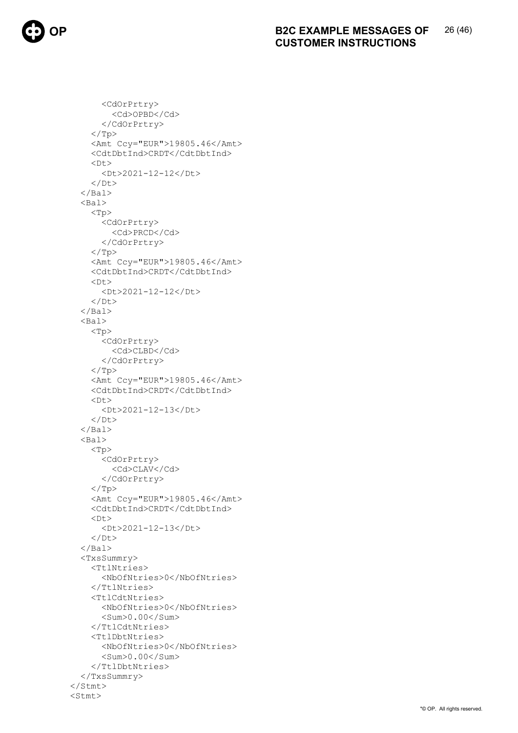```
        <CdOrPrtry>
          <Cd>OPBD</Cd>
        </CdOrPrtry>
      </Tp>
      <Amt Ccy="EUR">19805.46</Amt>
      <CdtDbtInd>CRDT</CdtDbtInd>
      <Dt>
        <Dt>2021-12-12</Dt>
      </Dt>
    </Bal>
    <Bal>
      <Tp>
        <CdOrPrtry>
          <Cd>PRCD</Cd>
        </CdOrPrtry>
      </Tp>
      <Amt Ccy="EUR">19805.46</Amt>
      <CdtDbtInd>CRDT</CdtDbtInd>
      <Dt>
        <Dt>2021-12-12</Dt>
      </Dt>
    </Bal>
    <Bal>
      <Tp>
        <CdOrPrtry>
          <Cd>CLBD</Cd>
        </CdOrPrtry>
      </Tp>
      <Amt Ccy="EUR">19805.46</Amt>
      <CdtDbtInd>CRDT</CdtDbtInd>
      <Dt>
        <Dt>2021-12-13</Dt>
      </Dt>
    </Bal>
    <Bal>
      <Tp>
        <CdOrPrtry>
          <Cd>CLAV</Cd>
        </CdOrPrtry>
      </Tp>
      <Amt Ccy="EUR">19805.46</Amt>
      <CdtDbtInd>CRDT</CdtDbtInd>
      <Dt>
        <Dt>2021-12-13</Dt>
      </Dt>
    </Bal>
    <TxsSummry>
      <TtlNtries>
        <NbOfNtries>0</NbOfNtries>
      </TtlNtries>
      <TtlCdtNtries>
        <NbOfNtries>0</NbOfNtries>
        <Sum>0.00</Sum>
      </TtlCdtNtries>
      <TtlDbtNtries>
        <NbOfNtries>0</NbOfNtries>
        <Sum>0.00</Sum>
      </TtlDbtNtries>
    </TxsSummry>
  </Stmt>
  <Stmt>
```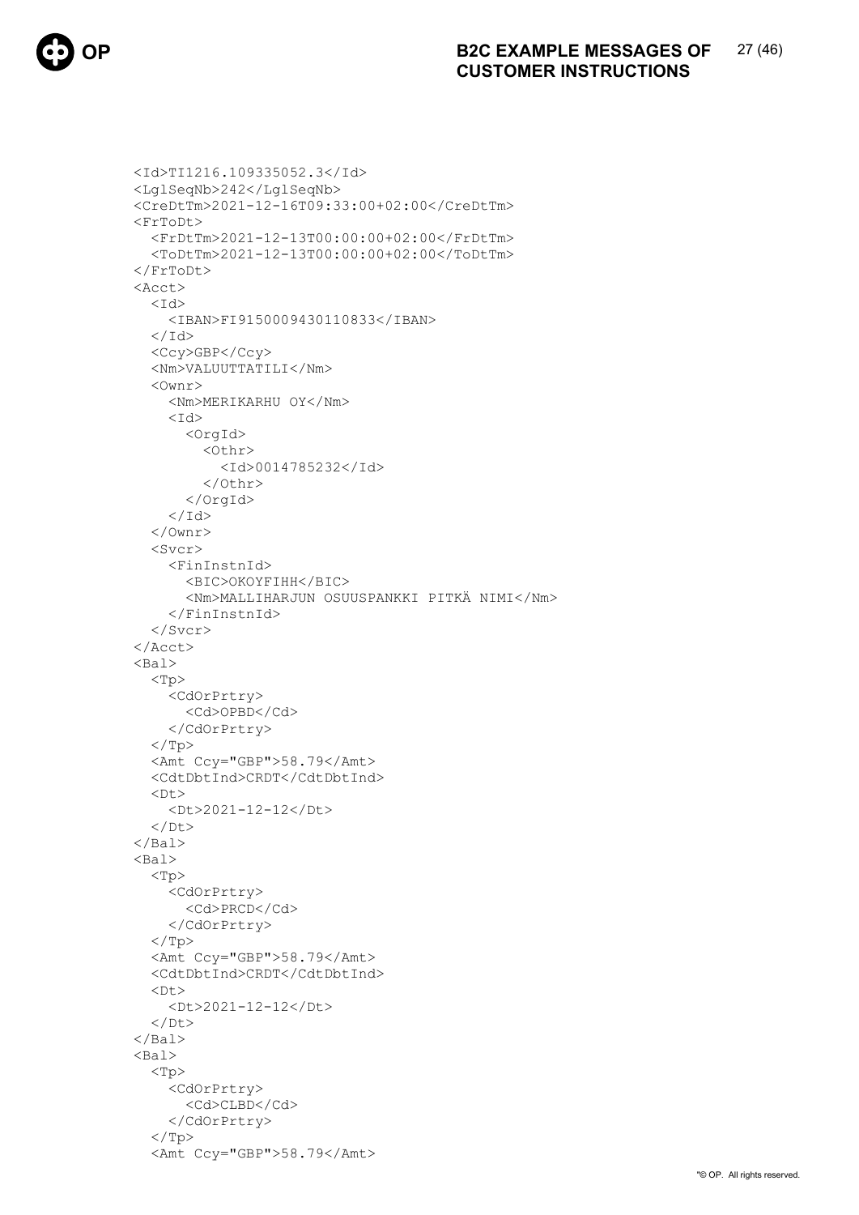```
<Id>TI1216.109335052.3</Id>
<LglSeqNb>242</LglSeqNb>
<CreDtTm>2021-12-16T09:33:00+02:00</CreDtTm>
<FrToDt>
  <FrDtTm>2021-12-13T00:00:00+02:00</FrDtTm>
  <ToDtTm>2021-12-13T00:00:00+02:00</ToDtTm>
</FrToDt>
<Acct>
  <Id>
    <IBAN>FI9150009430110833</IBAN>
  </Id>
  <Ccy>GBP</Ccy>
  <Nm>VALUUTTATILI</Nm>
  <Ownr>
    <Nm>MERIKARHU OY</Nm>
    <Id>
      <OrgId>
        <Othr>
          <Id>0014785232</Id>
        </Othr>
      </OrgId>
    </Id>
  </Ownr>
  <Svcr>
    <FinInstnId>
      <BIC>OKOYFIHH</BIC>
      <Nm>MALLIHARJUN OSUUSPANKKI PITKÄ NIMI</Nm>
    </FinInstnId>
  </Svcr>
</Acct>
<Bal>
  <Tp>
    <CdOrPrtry>
      <Cd>OPBD</Cd>
    </CdOrPrtry>
  </Tp>
  <Amt Ccy="GBP">58.79</Amt>
  <CdtDbtInd>CRDT</CdtDbtInd>
  <Dt>
    <Dt>2021-12-12</Dt>
  </Dt>
</Bal>
<Bal>
  <Tp>
    <CdOrPrtry>
      <Cd>PRCD</Cd>
    </CdOrPrtry>
  </Tp>
  <Amt Ccy="GBP">58.79</Amt>
  <CdtDbtInd>CRDT</CdtDbtInd>
  <Dt>
    <Dt>2021-12-12</Dt>
  </Dt>
</Bal>
<Bal>
  <Tp>
    <CdOrPrtry>
      <Cd>CLBD</Cd>
    </CdOrPrtry>
  </Tp>
  <Amt Ccy="GBP">58.79</Amt>
```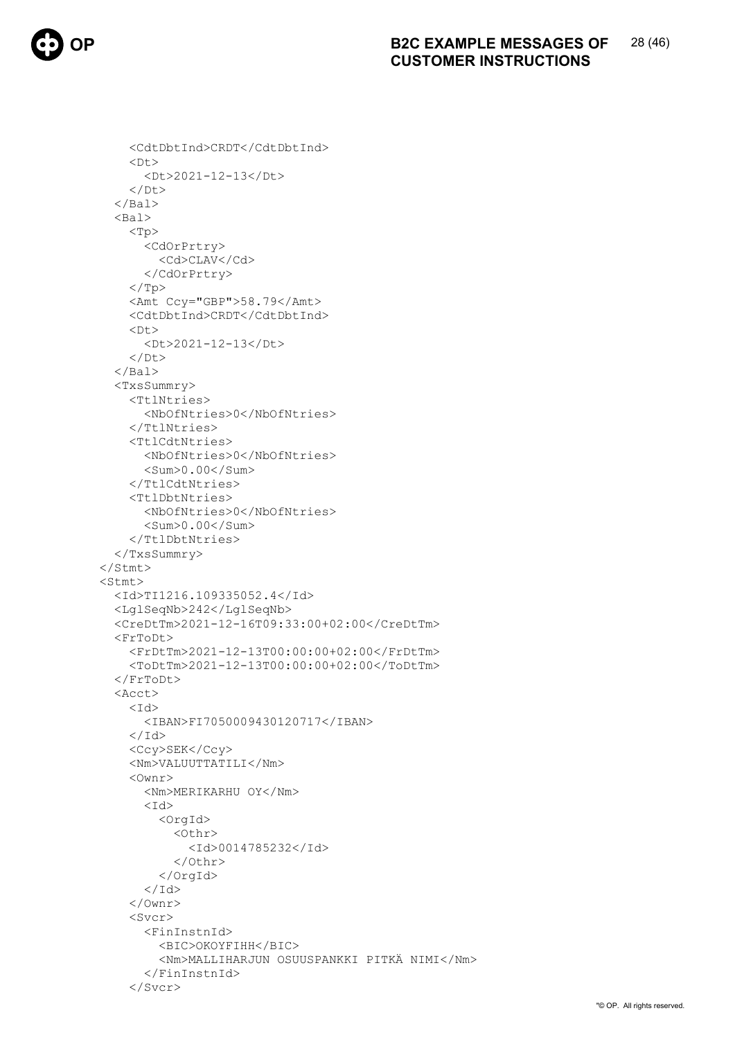```
      <CdtDbtInd>CRDT</CdtDbtInd>
      <Dt>
        <Dt>2021-12-13</Dt>
      </Dt>
    </Bal>
    <Bal>
      <Tp>
        <CdOrPrtry>
          <Cd>CLAV</Cd>
        </CdOrPrtry>
      </Tp>
      <Amt Ccy="GBP">58.79</Amt>
      <CdtDbtInd>CRDT</CdtDbtInd>
      <Dt>
        <Dt>2021-12-13</Dt>
      </Dt>
    </Bal>
    <TxsSummry>
      <TtlNtries>
        <NbOfNtries>0</NbOfNtries>
      </TtlNtries>
      <TtlCdtNtries>
        <NbOfNtries>0</NbOfNtries>
        <Sum>0.00</Sum>
      </TtlCdtNtries>
      <TtlDbtNtries>
        <NbOfNtries>0</NbOfNtries>
        <Sum>0.00</Sum>
      </TtlDbtNtries>
    </TxsSummry>
  </Stmt>
  <Stmt>
    <Id>TI1216.109335052.4</Id>
    <LglSeqNb>242</LglSeqNb>
    <CreDtTm>2021-12-16T09:33:00+02:00</CreDtTm>
    <FrToDt>
      <FrDtTm>2021-12-13T00:00:00+02:00</FrDtTm>
      <ToDtTm>2021-12-13T00:00:00+02:00</ToDtTm>
    </FrToDt>
    <Acct>
      <Id>
        <IBAN>FI7050009430120717</IBAN>
      </Id>
      <Ccy>SEK</Ccy>
      <Nm>VALUUTTATILI</Nm>
      <Ownr>
        <Nm>MERIKARHU OY</Nm>
        <Id>
          <OrgId>
            <Othr>
              <Id>0014785232</Id>
            </Othr>
          </OrgId>
        </Id>
      </Ownr>
      <Svcr>
        <FinInstnId>
          <BIC>OKOYFIHH</BIC>
          <Nm>MALLIHARJUN OSUUSPANKKI PITKÄ NIMI</Nm>
        </FinInstnId>
      </Svcr>
```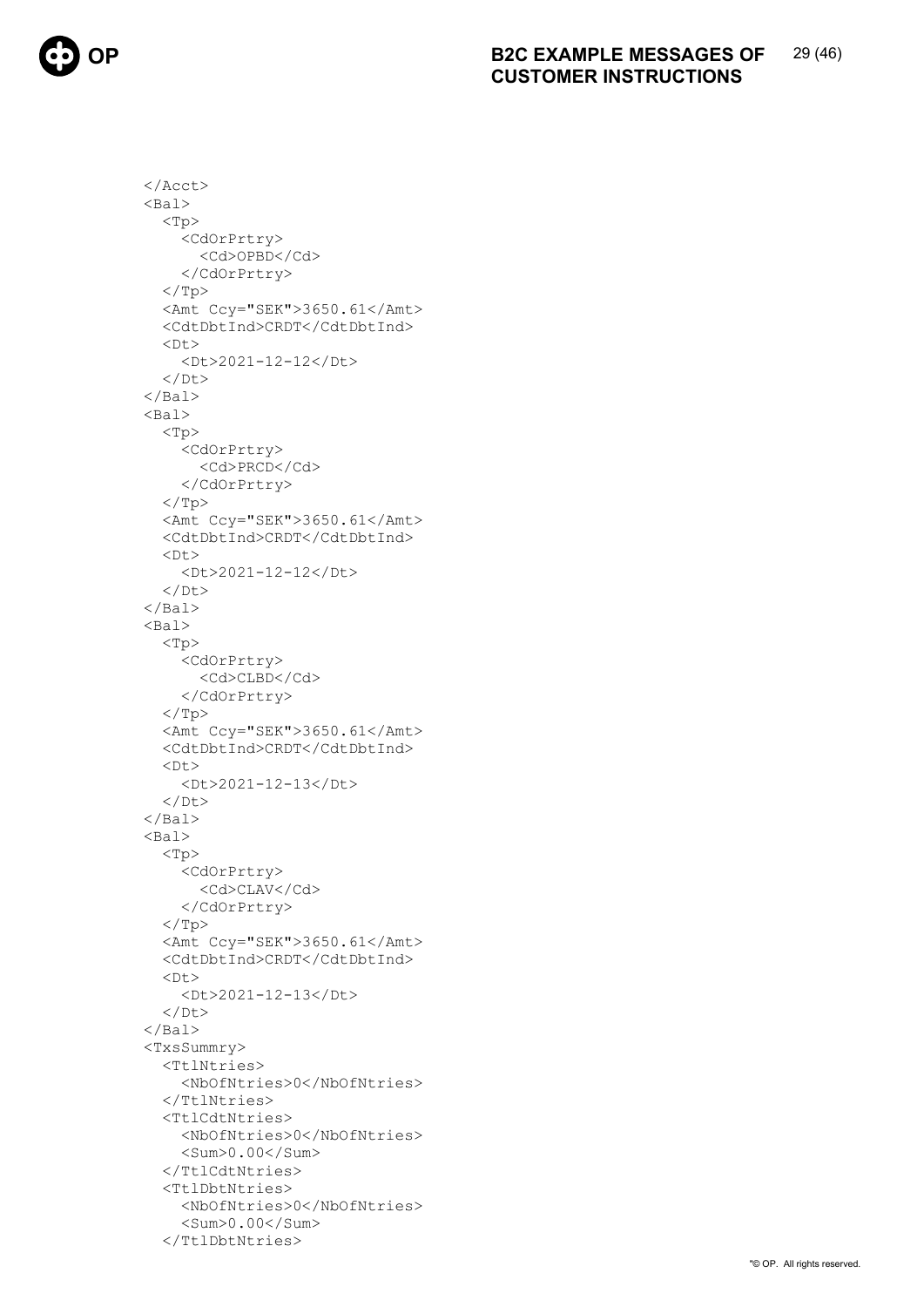```
    </Acct>
    <Bal>
      <Tp>
        <CdOrPrtry>
          <Cd>OPBD</Cd>
        </CdOrPrtry>
      </Tp>
      <Amt Ccy="SEK">3650.61</Amt>
      <CdtDbtInd>CRDT</CdtDbtInd>
      <Dt>
        <Dt>2021-12-12</Dt>
      </Dt>
    </Bal>
    <Bal>
      <Tp>
        <CdOrPrtry>
          <Cd>PRCD</Cd>
        </CdOrPrtry>
      </Tp>
      <Amt Ccy="SEK">3650.61</Amt>
      <CdtDbtInd>CRDT</CdtDbtInd>
      <Dt>
        <Dt>2021-12-12</Dt>
      </Dt>
    </Bal>
    <Bal>
      <Tp>
        <CdOrPrtry>
          <Cd>CLBD</Cd>
        </CdOrPrtry>
      </Tp>
      <Amt Ccy="SEK">3650.61</Amt>
      <CdtDbtInd>CRDT</CdtDbtInd>
      <Dt>
        <Dt>2021-12-13</Dt>
      </Dt>
    </Bal>
    <Bal>
      <Tp>
        <CdOrPrtry>
          <Cd>CLAV</Cd>
        </CdOrPrtry>
      </Tp>
      <Amt Ccy="SEK">3650.61</Amt>
      <CdtDbtInd>CRDT</CdtDbtInd>
      <Dt>
        <Dt>2021-12-13</Dt>
      </Dt>
    </Bal>
    <TxsSummry>
      <TtlNtries>
        <NbOfNtries>0</NbOfNtries>
      </TtlNtries>
      <TtlCdtNtries>
        <NbOfNtries>0</NbOfNtries>
        <Sum>0.00</Sum>
      </TtlCdtNtries>
      <TtlDbtNtries>
        <NbOfNtries>0</NbOfNtries>
        <Sum>0.00</Sum>
      </TtlDbtNtries>
```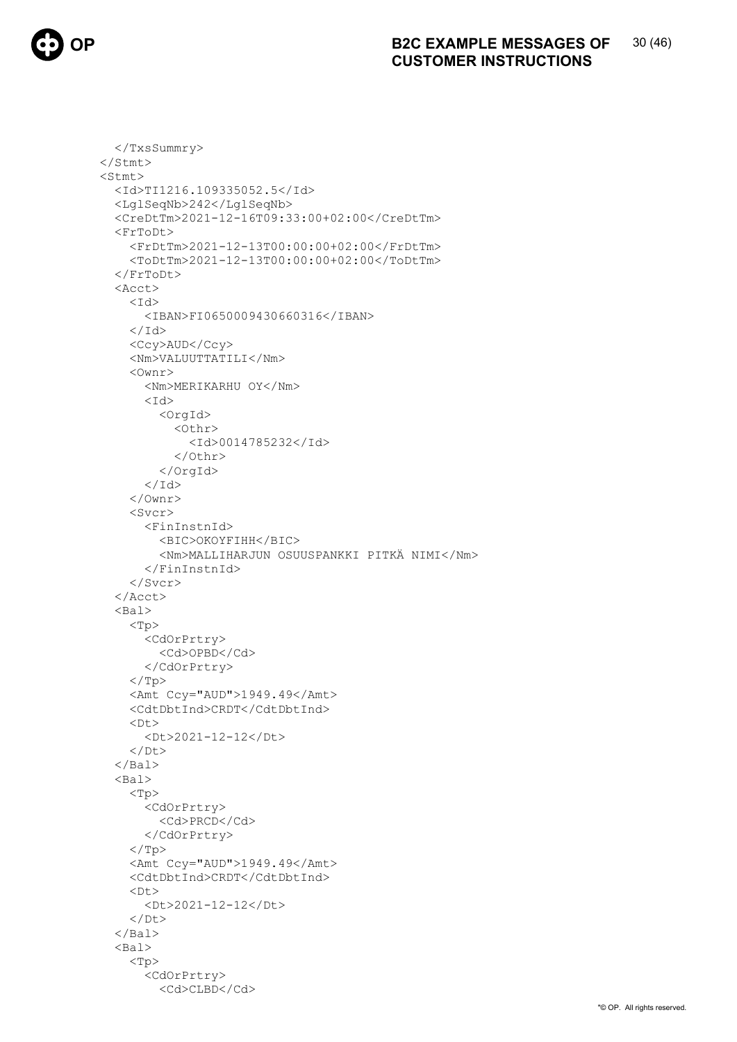```
    </TxsSummry>
  </Stmt>
  <Stmt>
    <Id>TI1216.109335052.5</Id>
    <LglSeqNb>242</LglSeqNb>
    <CreDtTm>2021-12-16T09:33:00+02:00</CreDtTm>
    <FrToDt>
      <FrDtTm>2021-12-13T00:00:00+02:00</FrDtTm>
      <ToDtTm>2021-12-13T00:00:00+02:00</ToDtTm>
    </FrToDt>
    <Acct>
      <Id>
        <IBAN>FI0650009430660316</IBAN>
      </Id>
      <Ccy>AUD</Ccy>
      <Nm>VALUUTTATILI</Nm>
      <Ownr>
        <Nm>MERIKARHU OY</Nm>
        <Id>
          <OrgId>
            <Othr>
              <Id>0014785232</Id>
            </Othr>
          </OrgId>
        </Id>
      </Ownr>
      <Svcr>
        <FinInstnId>
          <BIC>OKOYFIHH</BIC>
          <Nm>MALLIHARJUN OSUUSPANKKI PITKÄ NIMI</Nm>
        </FinInstnId>
      </Svcr>
    </Acct>
    <Bal>
      <Tp>
        <CdOrPrtry>
          <Cd>OPBD</Cd>
        </CdOrPrtry>
      </Tp>
      <Amt Ccy="AUD">1949.49</Amt>
      <CdtDbtInd>CRDT</CdtDbtInd>
      <Dt>
        <Dt>2021-12-12</Dt>
      </Dt>
    </Bal>
    <Bal>
      <Tp>
        <CdOrPrtry>
          <Cd>PRCD</Cd>
        </CdOrPrtry>
      </Tp>
      <Amt Ccy="AUD">1949.49</Amt>
      <CdtDbtInd>CRDT</CdtDbtInd>
      <Dt>
        <Dt>2021-12-12</Dt>
      </Dt>
    </Bal>
    <Bal>
      <Tp>
        <CdOrPrtry>
          <Cd>CLBD</Cd>
```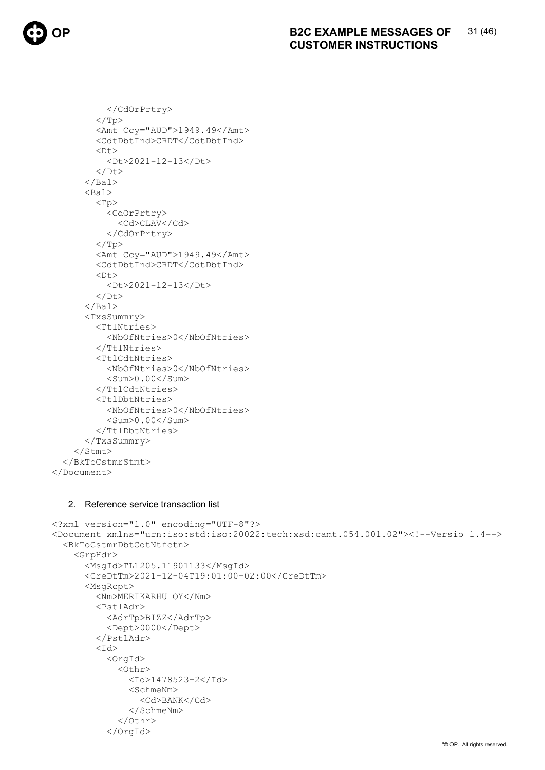```
          </CdOrPrtry>
        </Tp>
        <Amt Ccy="AUD">1949.49</Amt>
        <CdtDbtInd>CRDT</CdtDbtInd>
        <Dt>
          <Dt>2021-12-13</Dt>
        </Dt>
      </Bal>
      <Bal>
        <Tp>
          <CdOrPrtry>
            <Cd>CLAV</Cd>
          </CdOrPrtry>
        </Tp>
        <Amt Ccy="AUD">1949.49</Amt>
        <CdtDbtInd>CRDT</CdtDbtInd>
        <Dt>
          <Dt>2021-12-13</Dt>
        </Dt>
      </Bal>
      <TxsSummry>
        <TtlNtries>
          <NbOfNtries>0</NbOfNtries>
        </TtlNtries>
        <TtlCdtNtries>
          <NbOfNtries>0</NbOfNtries>
          <Sum>0.00</Sum>
        </TtlCdtNtries>
        <TtlDbtNtries>
          <NbOfNtries>0</NbOfNtries>
          <Sum>0.00</Sum>
        </TtlDbtNtries>
      </TxsSummry>
    </Stmt>
  </BkToCstmrStmt>
</Document>
```

2. Reference service transaction list

```
<?xml version="1.0" encoding="UTF-8"?>
<Document xmlns="urn:iso:std:iso:20022:tech:xsd:camt.054.001.02"><!--Versio 1.4-->
  <BkToCstmrDbtCdtNtfctn>
    <GrpHdr>
      <MsgId>TL1205.11901133</MsgId>
      <CreDtTm>2021-12-04T19:01:00+02:00</CreDtTm>
      <MsgRcpt>
        <Nm>MERIKARHU OY</Nm>
        <PstlAdr>
          <AdrTp>BIZZ</AdrTp>
          <Dept>0000</Dept>
        </PstlAdr>
        <Id>
          <OrgId>
            <Othr>
              <Id>1478523-2</Id>
              <SchmeNm>
                <Cd>BANK</Cd>
              </SchmeNm>
            </Othr>
          </OrgId>
```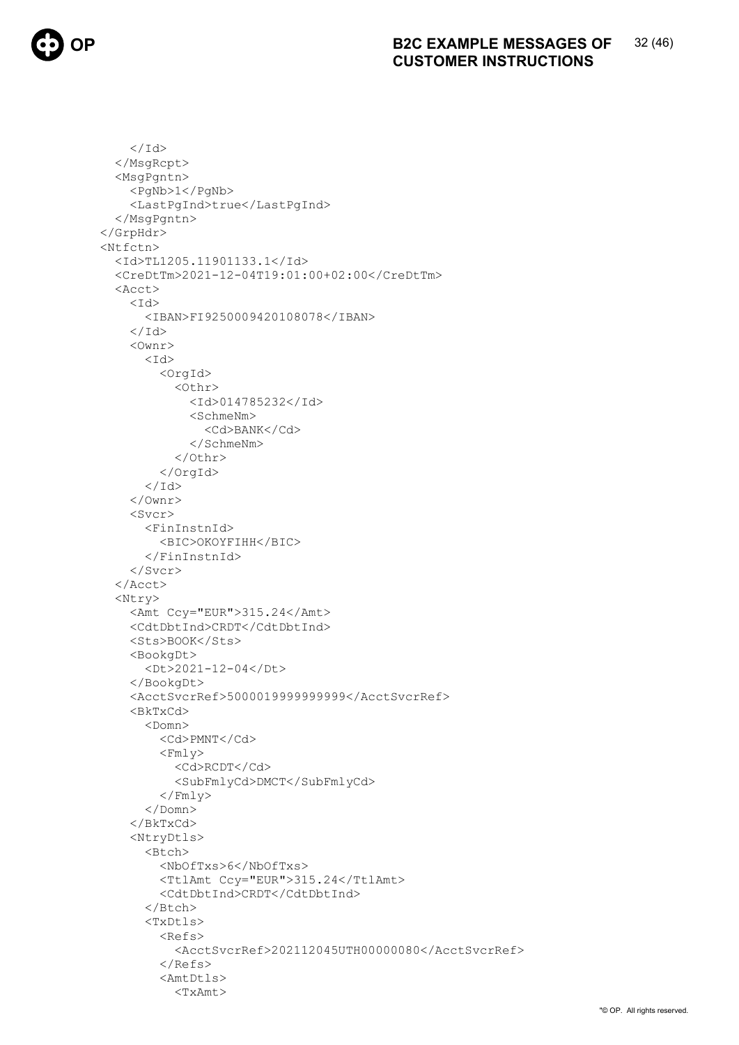```
      </Id>
    </MsgRcpt>
    <MsgPgntn>
      <PgNb>1</PgNb>
      <LastPgInd>true</LastPgInd>
    </MsgPgntn>
  </GrpHdr>
  <Ntfctn>
    <Id>TL1205.11901133.1</Id>
    <CreDtTm>2021-12-04T19:01:00+02:00</CreDtTm>
    <Acct>
      <Id>
        <IBAN>FI9250009420108078</IBAN>
      </Id>
      <Ownr>
        <Id>
          <OrgId>
            <Othr>
              <Id>014785232</Id>
              <SchmeNm>
                <Cd>BANK</Cd>
              </SchmeNm>
            </Othr>
          </OrgId>
        </Id>
      </Ownr>
      <Svcr>
        <FinInstnId>
          <BIC>OKOYFIHH</BIC>
        </FinInstnId>
      </Svcr>
    </Acct>
    <Ntry>
      <Amt Ccy="EUR">315.24</Amt>
      <CdtDbtInd>CRDT</CdtDbtInd>
      <Sts>BOOK</Sts>
      <BookgDt>
        <Dt>2021-12-04</Dt>
      </BookgDt>
      <AcctSvcrRef>5000019999999999</AcctSvcrRef>
      <BkTxCd>
        <Domn>
          <Cd>PMNT</Cd>
          <Fmly>
            <Cd>RCDT</Cd>
            <SubFmlyCd>DMCT</SubFmlyCd>
          </Fmly>
        </Domn>
      </BkTxCd>
      <NtryDtls>
        <Btch>
          <NbOfTxs>6</NbOfTxs>
          <TtlAmt Ccy="EUR">315.24</TtlAmt>
          <CdtDbtInd>CRDT</CdtDbtInd>
        </Btch>
        <TxDtls>
          <Refs>
            <AcctSvcrRef>202112045UTH00000080</AcctSvcrRef>
          </Refs>
          <AmtDtls>
            <TxAmt>
```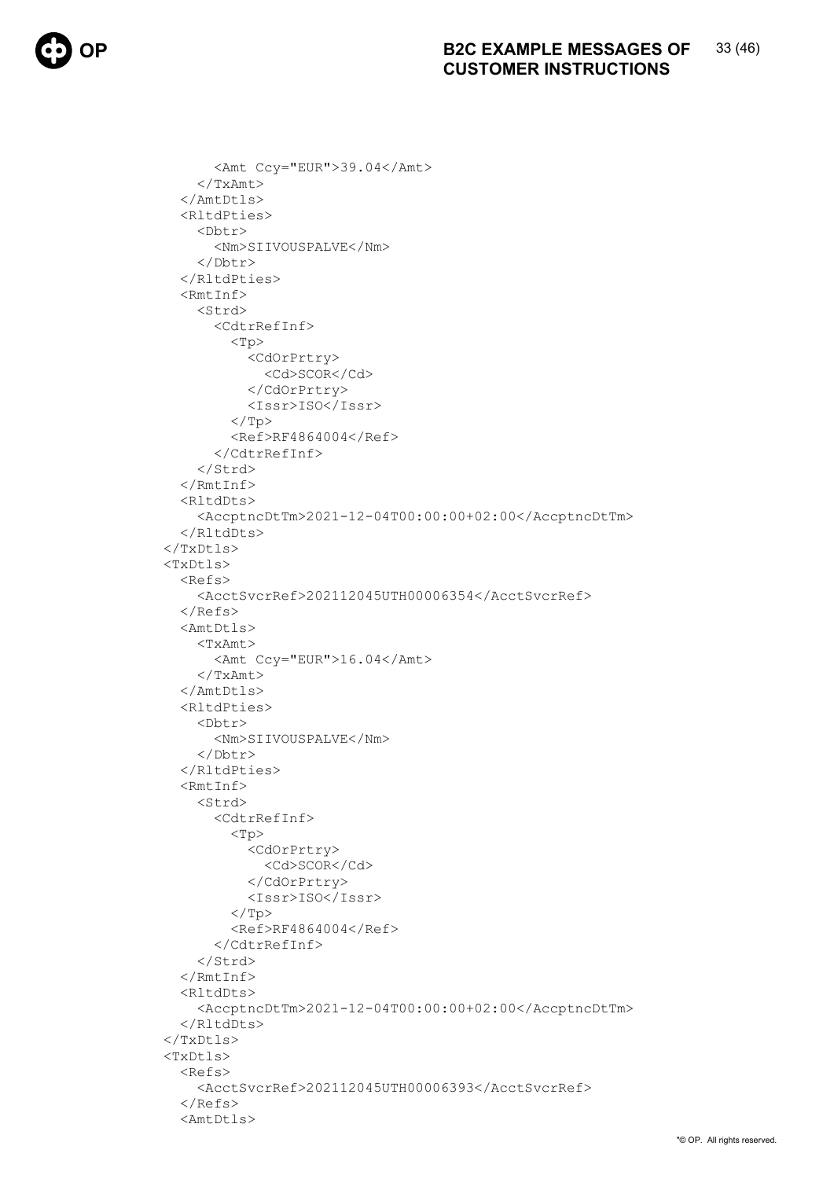```xml
        <Amt Ccy="EUR">39.04</Amt>
      </TxAmt>
    </AmtDtls>
    <RltdPties>
      <Dbtr>
        <Nm>SIIVOUSPALVE</Nm>
      </Dbtr>
    </RltdPties>
    <RmtInf>
      <Strd>
        <CdtrRefInf>
          <Tp>
            <CdOrPrtry>
              <Cd>SCOR</Cd>
            </CdOrPrtry>
            <Issr>ISO</Issr>
          </Tp>
          <Ref>RF4864004</Ref>
        </CdtrRefInf>
      </Strd>
    </RmtInf>
    <RltdDts>
      <AccptncDtTm>2021-12-04T00:00:00+02:00</AccptncDtTm>
    </RltdDts>
  </TxDtls>
  <TxDtls>
    <Refs>
      <AcctSvcrRef>202112045UTH00006354</AcctSvcrRef>
    </Refs>
    <AmtDtls>
      <TxAmt>
        <Amt Ccy="EUR">16.04</Amt>
      </TxAmt>
    </AmtDtls>
    <RltdPties>
      <Dbtr>
        <Nm>SIIVOUSPALVE</Nm>
      </Dbtr>
    </RltdPties>
    <RmtInf>
      <Strd>
        <CdtrRefInf>
          <Tp>
            <CdOrPrtry>
              <Cd>SCOR</Cd>
            </CdOrPrtry>
            <Issr>ISO</Issr>
          </Tp>
          <Ref>RF4864004</Ref>
        </CdtrRefInf>
      </Strd>
    </RmtInf>
    <RltdDts>
      <AccptncDtTm>2021-12-04T00:00:00+02:00</AccptncDtTm>
    </RltdDts>
  </TxDtls>
  <TxDtls>
    <Refs>
      <AcctSvcrRef>202112045UTH00006393</AcctSvcrRef>
    </Refs>
    <AmtDtls>
```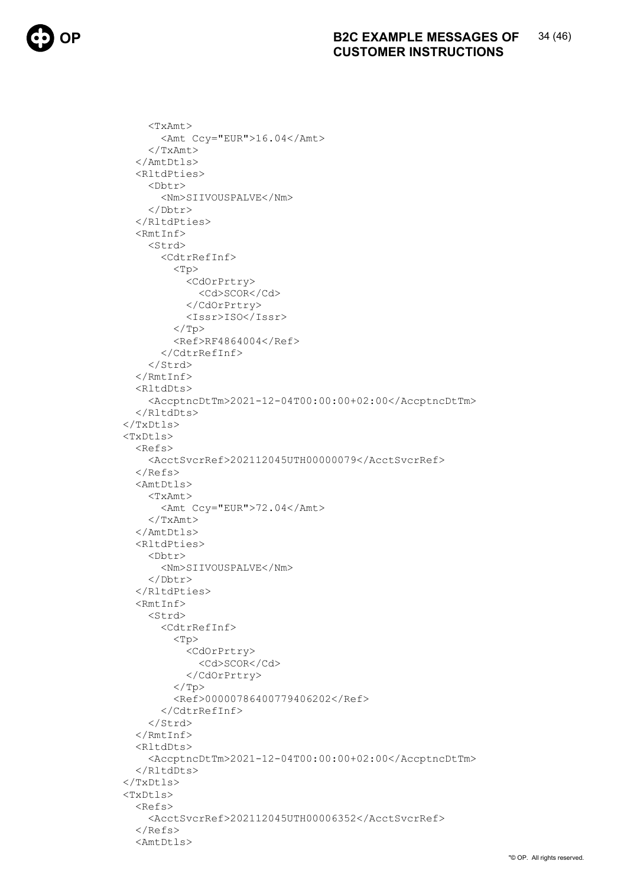```
      <TxAmt>
        <Amt Ccy="EUR">16.04</Amt>
      </TxAmt>
    </AmtDtls>
    <RltdPties>
      <Dbtr>
        <Nm>SIIVOUSPALVE</Nm>
      </Dbtr>
    </RltdPties>
    <RmtInf>
      <Strd>
        <CdtrRefInf>
          <Tp>
            <CdOrPrtry>
              <Cd>SCOR</Cd>
            </CdOrPrtry>
            <Issr>ISO</Issr>
          </Tp>
          <Ref>RF4864004</Ref>
        </CdtrRefInf>
      </Strd>
    </RmtInf>
    <RltdDts>
      <AccptncDtTm>2021-12-04T00:00:00+02:00</AccptncDtTm>
    </RltdDts>
  </TxDtls>
  <TxDtls>
    <Refs>
      <AcctSvcrRef>202112045UTH00000079</AcctSvcrRef>
    </Refs>
    <AmtDtls>
      <TxAmt>
        <Amt Ccy="EUR">72.04</Amt>
      </TxAmt>
    </AmtDtls>
    <RltdPties>
      <Dbtr>
        <Nm>SIIVOUSPALVE</Nm>
      </Dbtr>
    </RltdPties>
    <RmtInf>
      <Strd>
        <CdtrRefInf>
          <Tp>
            <CdOrPrtry>
              <Cd>SCOR</Cd>
            </CdOrPrtry>
          </Tp>
          <Ref>00000786400779406202</Ref>
        </CdtrRefInf>
      </Strd>
    </RmtInf>
    <RltdDts>
      <AccptncDtTm>2021-12-04T00:00:00+02:00</AccptncDtTm>
    </RltdDts>
  </TxDtls>
  <TxDtls>
    <Refs>
      <AcctSvcrRef>202112045UTH00006352</AcctSvcrRef>
    </Refs>
    <AmtDtls>
```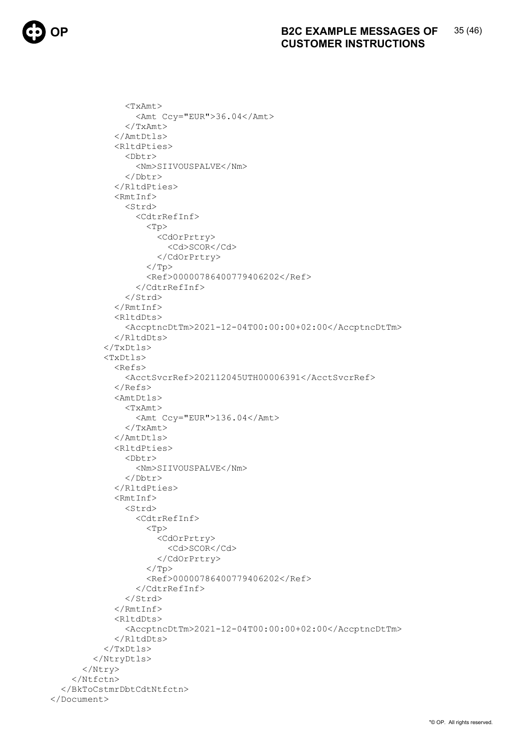```xml
              <TxAmt>
                <Amt Ccy="EUR">36.04</Amt>
              </TxAmt>
            </AmtDtls>
            <RltdPties>
              <Dbtr>
                <Nm>SIIVOUSPALVE</Nm>
              </Dbtr>
            </RltdPties>
            <RmtInf>
              <Strd>
                <CdtrRefInf>
                  <Tp>
                    <CdOrPrtry>
                      <Cd>SCOR</Cd>
                    </CdOrPrtry>
                  </Tp>
                  <Ref>00000786400779406202</Ref>
                </CdtrRefInf>
              </Strd>
            </RmtInf>
            <RltdDts>
              <AccptncDtTm>2021-12-04T00:00:00+02:00</AccptncDtTm>
            </RltdDts>
          </TxDtls>
          <TxDtls>
            <Refs>
              <AcctSvcrRef>202112045UTH00006391</AcctSvcrRef>
            </Refs>
            <AmtDtls>
              <TxAmt>
                <Amt Ccy="EUR">136.04</Amt>
              </TxAmt>
            </AmtDtls>
            <RltdPties>
              <Dbtr>
                <Nm>SIIVOUSPALVE</Nm>
              </Dbtr>
            </RltdPties>
            <RmtInf>
              <Strd>
                <CdtrRefInf>
                  <Tp>
                    <CdOrPrtry>
                      <Cd>SCOR</Cd>
                    </CdOrPrtry>
                  </Tp>
                  <Ref>00000786400779406202</Ref>
                </CdtrRefInf>
              </Strd>
            </RmtInf>
            <RltdDts>
              <AccptncDtTm>2021-12-04T00:00:00+02:00</AccptncDtTm>
            </RltdDts>
          </TxDtls>
        </NtryDtls>
      </Ntry>
    </Ntfctn>
  </BkToCstmrDbtCdtNtfctn>
</Document>
```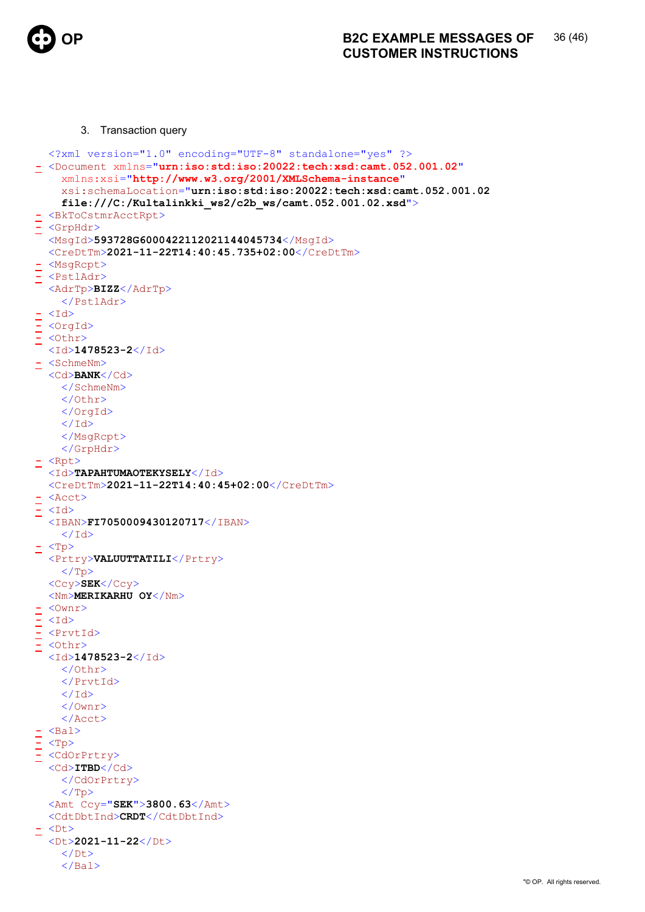3. Transaction query

```
<?xml version="1.0" encoding="UTF-8" standalone="yes" ?>
- <Document xmlns="urn:iso:std:iso:20022:tech:xsd:camt.052.001.02"
    xmlns:xsi="http://www.w3.org/2001/XMLSchema-instance"
    xsi:schemaLocation="urn:iso:std:iso:20022:tech:xsd:camt.052.001.02
    file:///C:/Kultalinkki_ws2/c2b_ws/camt.052.001.02.xsd">
- <BkToCstmrAcctRpt>
- <GrpHdr>
  <MsgId>593728G60004221120211440457345</MsgId>
  <CreDtTm>2021-11-22T14:40:45.735+02:00</CreDtTm>
- <MsgRcpt>
- <PstlAdr>
  <AdrTp>BIZZ</AdrTp>
    </PstlAdr>
- <Id>
- <OrgId>
- <Othr>
  <Id>1478523-2</Id>
- <SchmeNm>
  <Cd>BANK</Cd>
    </SchmeNm>
    </Othr>
    </OrgId>
    </Id>
    </MsgRcpt>
    </GrpHdr>
- <Rpt>
  <Id>TAPAHTUMAOTEKYSELY</Id>
  <CreDtTm>2021-11-22T14:40:45+02:00</CreDtTm>
- <Acct>
- <Id>
  <IBAN>FI7050009430120717</IBAN>
    </Id>
- <Tp>
  <Prtry>VALUUTTATILI</Prtry>
    </Tp>
  <Ccy>SEK</Ccy>
  <Nm>MERIKARHU OY</Nm>
- <Ownr>
- <Id>
- <PrvtId>
- <Othr>
  <Id>1478523-2</Id>
    </Othr>
    </PrvtId>
    </Id>
    </Ownr>
    </Acct>
- <Bal>
- <Tp>
- <CdOrPrtry>
  <Cd>ITBD</Cd>
    </CdOrPrtry>
    </Tp>
  <Amt Ccy="SEK">3800.63</Amt>
  <CdtDbtInd>CRDT</CdtDbtInd>
- <Dt>
  <Dt>2021-11-22</Dt>
    </Dt>
    </Bal>
```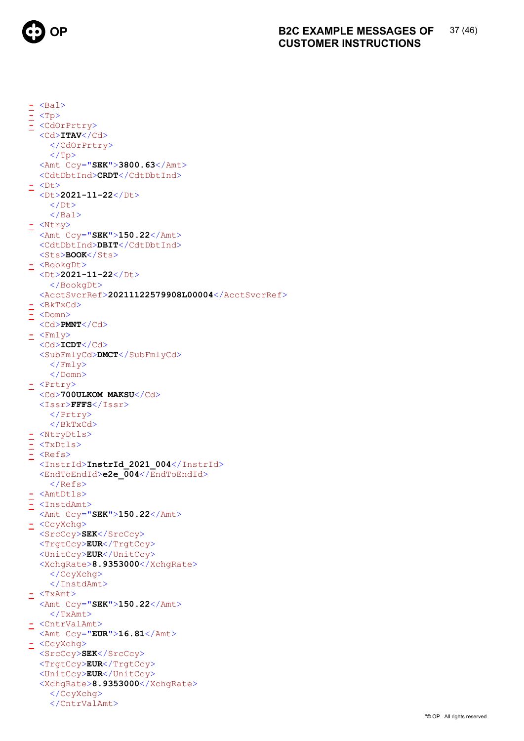```
- <Bal>
- <Tp>
- <CdOrPrtry>
  <Cd>ITAV</Cd>
    </CdOrPrtry>
    </Tp>
  <Amt Ccy="SEK">3800.63</Amt>
  <CdtDbtInd>CRDT</CdtDbtInd>
- <Dt>
  <Dt>2021-11-22</Dt>
    </Dt>
    </Bal>
- <Ntry>
  <Amt Ccy="SEK">150.22</Amt>
  <CdtDbtInd>DBIT</CdtDbtInd>
  <Sts>BOOK</Sts>
- <BookgDt>
  <Dt>2021-11-22</Dt>
    </BookgDt>
  <AcctSvcrRef>20211122579908L00004</AcctSvcrRef>
- <BkTxCd>
- <Domn>
  <Cd>PMNT</Cd>
- <Fmly>
  <Cd>ICDT</Cd>
  <SubFmlyCd>DMCT</SubFmlyCd>
    </Fmly>
    </Domn>
- <Prtry>
  <Cd>700ULKOM MAKSU</Cd>
  <Issr>FFFS</Issr>
    </Prtry>
    </BkTxCd>
- <NtryDtls>
- <TxDtls>
- <Refs>
  <InstrId>InstrId_2021_004</InstrId>
  <EndToEndId>e2e_004</EndToEndId>
    </Refs>
- <AmtDtls>
- <InstdAmt>
  <Amt Ccy="SEK">150.22</Amt>
- <CcyXchg>
  <SrcCcy>SEK</SrcCcy>
  <TrgtCcy>EUR</TrgtCcy>
  <UnitCcy>EUR</UnitCcy>
  <XchgRate>8.9353000</XchgRate>
    </CcyXchg>
    </InstdAmt>
- <TxAmt>
  <Amt Ccy="SEK">150.22</Amt>
    </TxAmt>
- <CntrValAmt>
  <Amt Ccy="EUR">16.81</Amt>
- <CcyXchg>
  <SrcCcy>SEK</SrcCcy>
  <TrgtCcy>EUR</TrgtCcy>
  <UnitCcy>EUR</UnitCcy>
  <XchgRate>8.9353000</XchgRate>
    </CcyXchg>
    </CntrValAmt>
```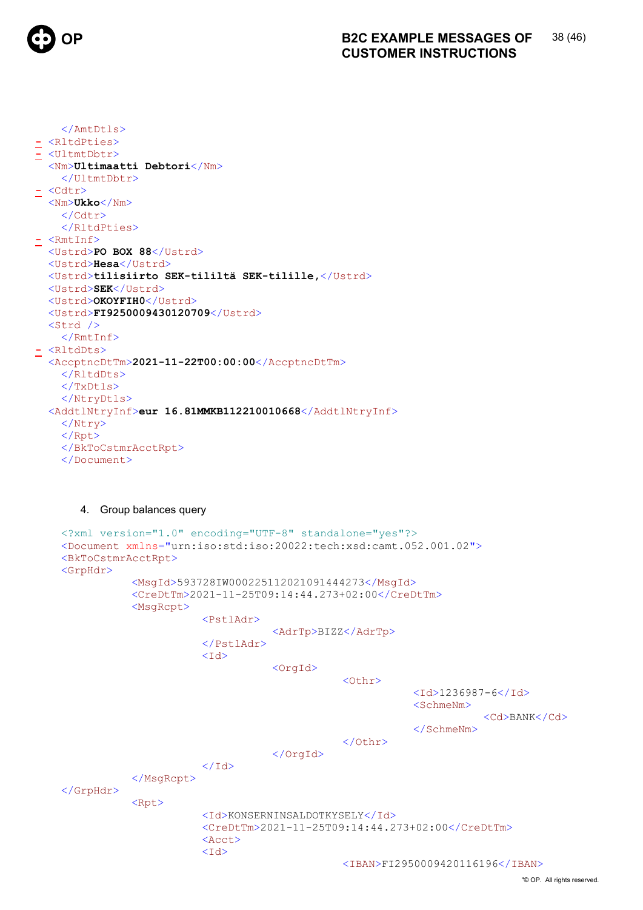```
  </AmtDtls>
- <RltdPties>
- <UltmtDbtr>
  <Nm>Ultimaatti Debtori</Nm>
  </UltmtDbtr>
- <Cdtr>
  <Nm>Ukko</Nm>
  </Cdtr>
  </RltdPties>
- <RmtInf>
  <Ustrd>PO BOX 88</Ustrd>
  <Ustrd>Hesa</Ustrd>
  <Ustrd>tilisiirto SEK-tililtä SEK-tilille,</Ustrd>
  <Ustrd>SEK</Ustrd>
  <Ustrd>OKOYFIH0</Ustrd>
  <Ustrd>FI9250009430120709</Ustrd>
  <Strd />
  </RmtInf>
- <RltdDts>
  <AccptncDtTm>2021-11-22T00:00:00</AccptncDtTm>
  </RltdDts>
  </TxDtls>
  </NtryDtls>
  <AddtlNtryInf>eur 16.81MMKB112210010668</AddtlNtryInf>
  </Ntry>
  </Rpt>
  </BkToCstmrAcctRpt>
  </Document>
```

4. Group balances query

```
<?xml version="1.0" encoding="UTF-8" standalone="yes"?>
<Document xmlns="urn:iso:std:iso:20022:tech:xsd:camt.052.001.02">
<BkToCstmrAcctRpt>
<GrpHdr>
        <MsgId>593728IW000225112021091444273</MsgId>
        <CreDtTm>2021-11-25T09:14:44.273+02:00</CreDtTm>
        <MsgRcpt>
                <PstlAdr>
                        <AdrTp>BIZZ</AdrTp>
                </PstlAdr>
                <Id>
                        <OrgId>
                                <Othr>
                                        <Id>1236987-6</Id>
                                        <SchmeNm>
                                                <Cd>BANK</Cd>
                                        </SchmeNm>
                                </Othr>
                        </OrgId>
                </Id>
        </MsgRcpt>
</GrpHdr>
        <Rpt>
                <Id>KONSERNINSALDOTKYSELY</Id>
                <CreDtTm>2021-11-25T09:14:44.273+02:00</CreDtTm>
                <Acct>
                <Id>
                                <IBAN>FI2950009420116196</IBAN>
```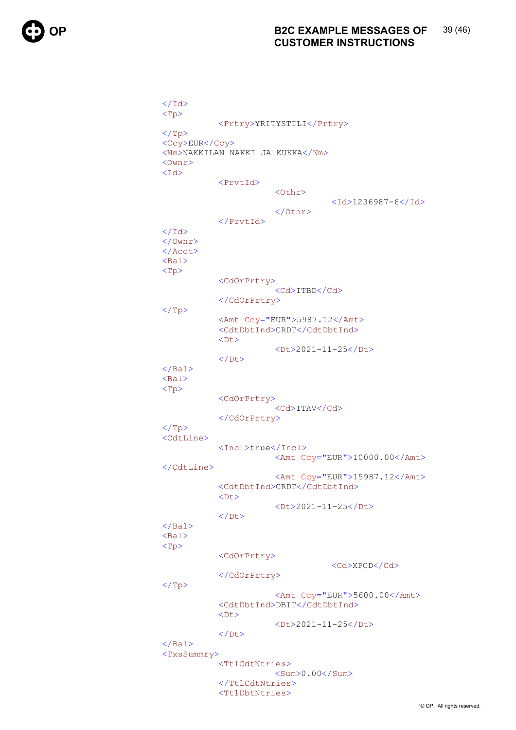```
</Id>
<Tp>
          <Prtry>YRITYSTILI</Prtry>
</Tp>
<Ccy>EUR</Ccy>
<Nm>NAKKILAN NAKKI JA KUKKA</Nm>
<Ownr>
<Id>
          <PrvtId>
                    <Othr>
                              <Id>1236987-6</Id>
                    </Othr>
          </PrvtId>
</Id>
</Ownr>
</Acct>
<Bal>
<Tp>
          <CdOrPrtry>
                    <Cd>ITBD</Cd>
          </CdOrPrtry>
</Tp>
          <Amt Ccy="EUR">5987.12</Amt>
          <CdtDbtInd>CRDT</CdtDbtInd>
          <Dt>
                    <Dt>2021-11-25</Dt>
          </Dt>
</Bal>
<Bal>
<Tp>
          <CdOrPrtry>
                    <Cd>ITAV</Cd>
          </CdOrPrtry>
</Tp>
<CdtLine>
          <Incl>true</Incl>
                    <Amt Ccy="EUR">10000.00</Amt>
</CdtLine>
                    <Amt Ccy="EUR">15987.12</Amt>
          <CdtDbtInd>CRDT</CdtDbtInd>
          <Dt>
                    <Dt>2021-11-25</Dt>
          </Dt>
</Bal>
<Bal>
<Tp>
          <CdOrPrtry>
                              <Cd>XPCD</Cd>
          </CdOrPrtry>
</Tp>
                    <Amt Ccy="EUR">5600.00</Amt>
          <CdtDbtInd>DBIT</CdtDbtInd>
          <Dt>
                    <Dt>2021-11-25</Dt>
          </Dt>
</Bal>
<TxsSummry>
          <TtlCdtNtries>
                    <Sum>0.00</Sum>
          </TtlCdtNtries>
          <TtlDbtNtries>
```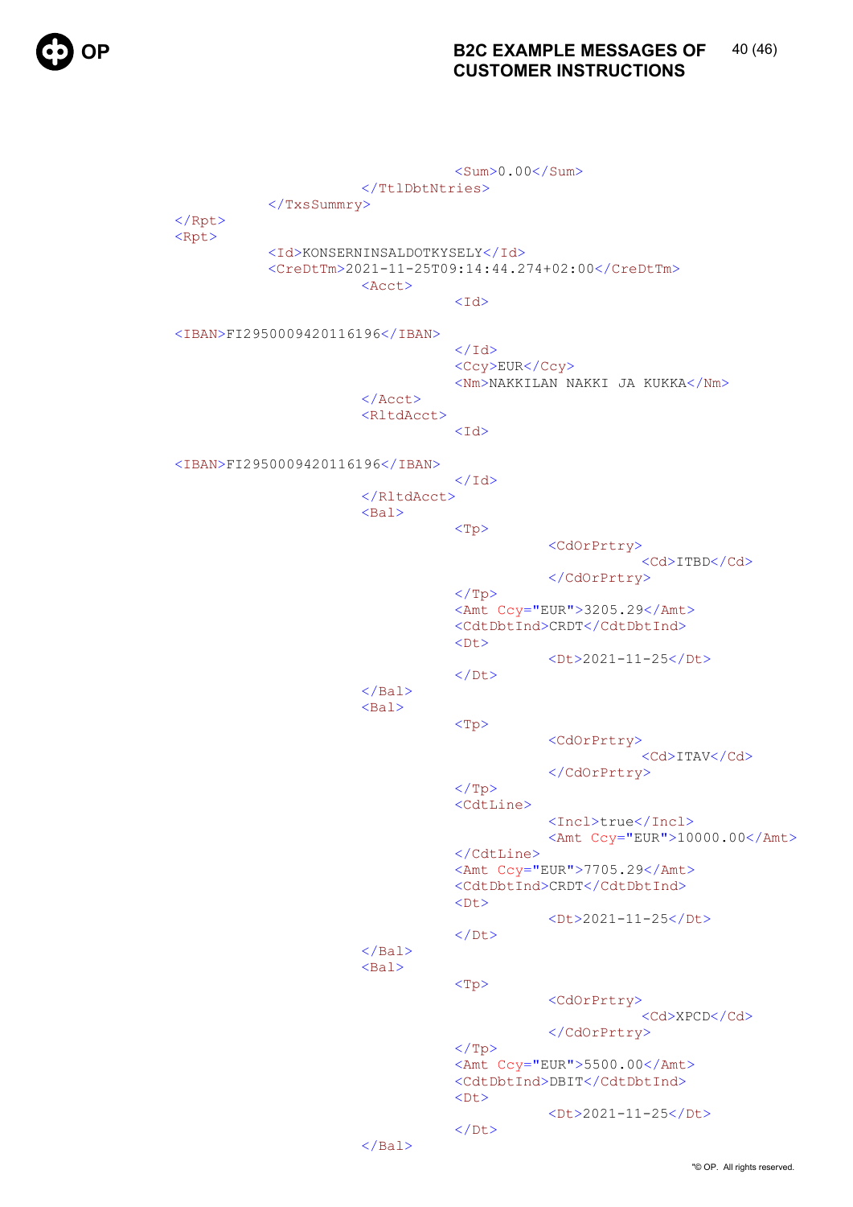```
                        <Sum>0.00</Sum>
                </TtlDbtNtries>
        </TxsSummry>
</Rpt>
<Rpt>
        <Id>KONSERNINSALDOTKYSELY</Id>
        <CreDtTm>2021-11-25T09:14:44.274+02:00</CreDtTm>
                <Acct>
                        <Id>

<IBAN>FI2950009420116196</IBAN>
                        </Id>
                        <Ccy>EUR</Ccy>
                        <Nm>NAKKILAN NAKKI JA KUKKA</Nm>
                </Acct>
                <RltdAcct>
                        <Id>

<IBAN>FI2950009420116196</IBAN>
                        </Id>
                </RltdAcct>
                <Bal>
                        <Tp>
                                <CdOrPrtry>
                                        <Cd>ITBD</Cd>
                                </CdOrPrtry>
                        </Tp>
                        <Amt Ccy="EUR">3205.29</Amt>
                        <CdtDbtInd>CRDT</CdtDbtInd>
                        <Dt>
                                <Dt>2021-11-25</Dt>
                        </Dt>
                </Bal>
                <Bal>
                        <Tp>
                                <CdOrPrtry>
                                        <Cd>ITAV</Cd>
                                </CdOrPrtry>
                        </Tp>
                        <CdtLine>
                                <Incl>true</Incl>
                                <Amt Ccy="EUR">10000.00</Amt>
                        </CdtLine>
                        <Amt Ccy="EUR">7705.29</Amt>
                        <CdtDbtInd>CRDT</CdtDbtInd>
                        <Dt>
                                <Dt>2021-11-25</Dt>
                        </Dt>
                </Bal>
                <Bal>
                        <Tp>
                                <CdOrPrtry>
                                        <Cd>XPCD</Cd>
                                </CdOrPrtry>
                        </Tp>
                        <Amt Ccy="EUR">5500.00</Amt>
                        <CdtDbtInd>DBIT</CdtDbtInd>
                        <Dt>
                                <Dt>2021-11-25</Dt>
                        </Dt>
                </Bal>
```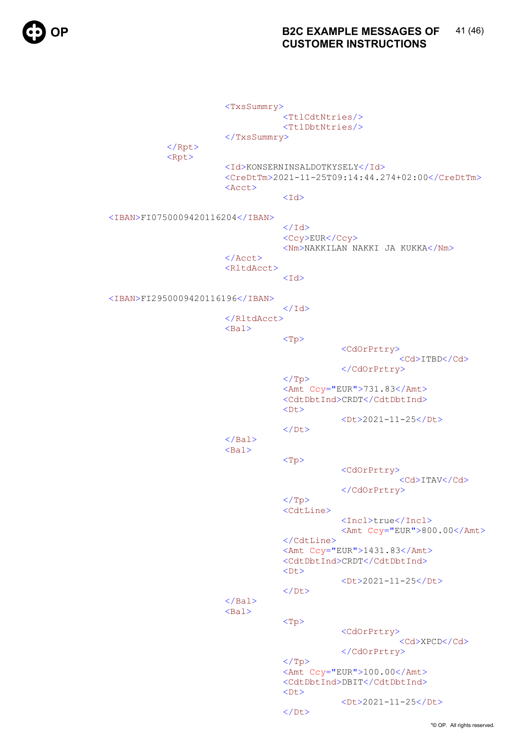```
                    <TxsSummry>
                            <TtlCdtNtries/>
                            <TtlDbtNtries/>
                    </TxsSummry>
            </Rpt>
            <Rpt>
                    <Id>KONSERNINSALDOTKYSELY</Id>
                    <CreDtTm>2021-11-25T09:14:44.274+02:00</CreDtTm>
                    <Acct>
                            <Id>

    <IBAN>FI0750009420116204</IBAN>
                            </Id>
                            <Ccy>EUR</Ccy>
                            <Nm>NAKKILAN NAKKI JA KUKKA</Nm>
                    </Acct>
                    <RltdAcct>
                            <Id>

    <IBAN>FI2950009420116196</IBAN>
                            </Id>
                    </RltdAcct>
                    <Bal>
                            <Tp>
                                    <CdOrPrtry>
                                            <Cd>ITBD</Cd>
                                    </CdOrPrtry>
                            </Tp>
                            <Amt Ccy="EUR">731.83</Amt>
                            <CdtDbtInd>CRDT</CdtDbtInd>
                            <Dt>
                                    <Dt>2021-11-25</Dt>
                            </Dt>
                    </Bal>
                    <Bal>
                            <Tp>
                                    <CdOrPrtry>
                                            <Cd>ITAV</Cd>
                                    </CdOrPrtry>
                            </Tp>
                            <CdtLine>
                                    <Incl>true</Incl>
                                    <Amt Ccy="EUR">800.00</Amt>
                            </CdtLine>
                            <Amt Ccy="EUR">1431.83</Amt>
                            <CdtDbtInd>CRDT</CdtDbtInd>
                            <Dt>
                                    <Dt>2021-11-25</Dt>
                            </Dt>
                    </Bal>
                    <Bal>
                            <Tp>
                                    <CdOrPrtry>
                                            <Cd>XPCD</Cd>
                                    </CdOrPrtry>
                            </Tp>
                            <Amt Ccy="EUR">100.00</Amt>
                            <CdtDbtInd>DBIT</CdtDbtInd>
                            <Dt>
                                    <Dt>2021-11-25</Dt>
                            </Dt>
```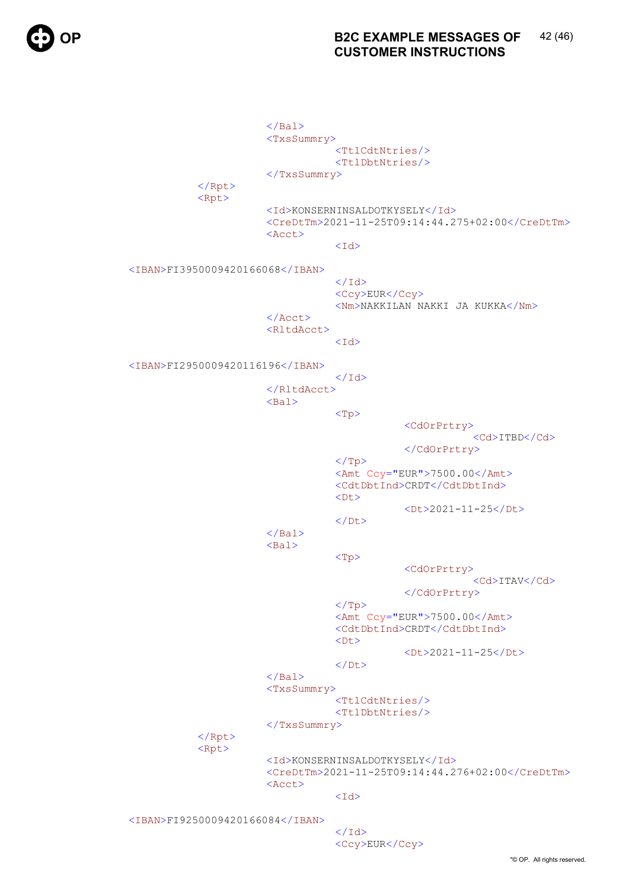```
                        </Bal>
                        <TxsSummry>
                                <TtlCdtNtries/>
                                <TtlDbtNtries/>
                        </TxsSummry>
                </Rpt>
                <Rpt>
                        <Id>KONSERNINSALDOTKYSELY</Id>
                        <CreDtTm>2021-11-25T09:14:44.275+02:00</CreDtTm>
                        <Acct>
                                <Id>

<IBAN>FI3950009420166068</IBAN>
                                </Id>
                                <Ccy>EUR</Ccy>
                                <Nm>NAKKILAN NAKKI JA KUKKA</Nm>
                        </Acct>
                        <RltdAcct>
                                <Id>

<IBAN>FI2950009420116196</IBAN>
                                </Id>
                        </RltdAcct>
                        <Bal>
                                <Tp>
                                        <CdOrPrtry>
                                                <Cd>ITBD</Cd>
                                        </CdOrPrtry>
                                </Tp>
                                <Amt Ccy="EUR">7500.00</Amt>
                                <CdtDbtInd>CRDT</CdtDbtInd>
                                <Dt>
                                        <Dt>2021-11-25</Dt>
                                </Dt>
                        </Bal>
                        <Bal>
                                <Tp>
                                        <CdOrPrtry>
                                                <Cd>ITAV</Cd>
                                        </CdOrPrtry>
                                </Tp>
                                <Amt Ccy="EUR">7500.00</Amt>
                                <CdtDbtInd>CRDT</CdtDbtInd>
                                <Dt>
                                        <Dt>2021-11-25</Dt>
                                </Dt>
                        </Bal>
                        <TxsSummry>
                                <TtlCdtNtries/>
                                <TtlDbtNtries/>
                        </TxsSummry>
                </Rpt>
                <Rpt>
                        <Id>KONSERNINSALDOTKYSELY</Id>
                        <CreDtTm>2021-11-25T09:14:44.276+02:00</CreDtTm>
                        <Acct>
                                <Id>

<IBAN>FI9250009420166084</IBAN>
                                </Id>
                                <Ccy>EUR</Ccy>
```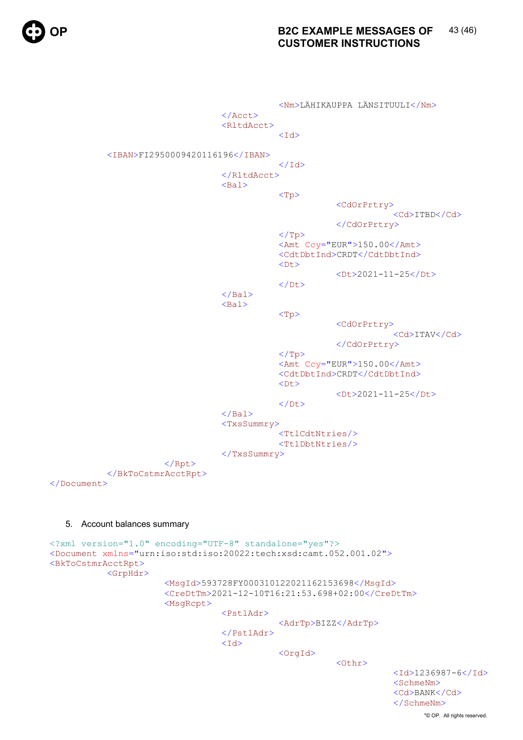```
                                        <Nm>LÄHIKAUPPA LÄNSITUULI</Nm>
                                </Acct>
                                <RltdAcct>
                                        <Id>

                <IBAN>FI2950009420116196</IBAN>
                                        </Id>
                                </RltdAcct>
                                <Bal>
                                        <Tp>
                                                <CdOrPrtry>
                                                        <Cd>ITBD</Cd>
                                                </CdOrPrtry>
                                        </Tp>
                                        <Amt Ccy="EUR">150.00</Amt>
                                        <CdtDbtInd>CRDT</CdtDbtInd>
                                        <Dt>
                                                <Dt>2021-11-25</Dt>
                                        </Dt>
                                </Bal>
                                <Bal>
                                        <Tp>
                                                <CdOrPrtry>
                                                        <Cd>ITAV</Cd>
                                                </CdOrPrtry>
                                        </Tp>
                                        <Amt Ccy="EUR">150.00</Amt>
                                        <CdtDbtInd>CRDT</CdtDbtInd>
                                        <Dt>
                                                <Dt>2021-11-25</Dt>
                                        </Dt>
                                </Bal>
                                <TxsSummry>
                                        <TtlCdtNtries/>
                                        <TtlDbtNtries/>
                                </TxsSummry>
                        </Rpt>
                </BkToCstmrAcctRpt>
</Document>
```

5. Account balances summary

```
<?xml version="1.0" encoding="UTF-8" standalone="yes"?>
<Document xmlns="urn:iso:std:iso:20022:tech:xsd:camt.052.001.02">
<BkToCstmrAcctRpt>
        <GrpHdr>
                <MsgId>593728FY000310122021162153698</MsgId>
                <CreDtTm>2021-12-10T16:21:53.698+02:00</CreDtTm>
                <MsgRcpt>
                        <PstlAdr>
                                <AdrTp>BIZZ</AdrTp>
                        </PstlAdr>
                        <Id>
                                <OrgId>
                                        <Othr>
                                                <Id>1236987-6</Id>
                                                <SchmeNm>
                                                <Cd>BANK</Cd>
                                                </SchmeNm>
```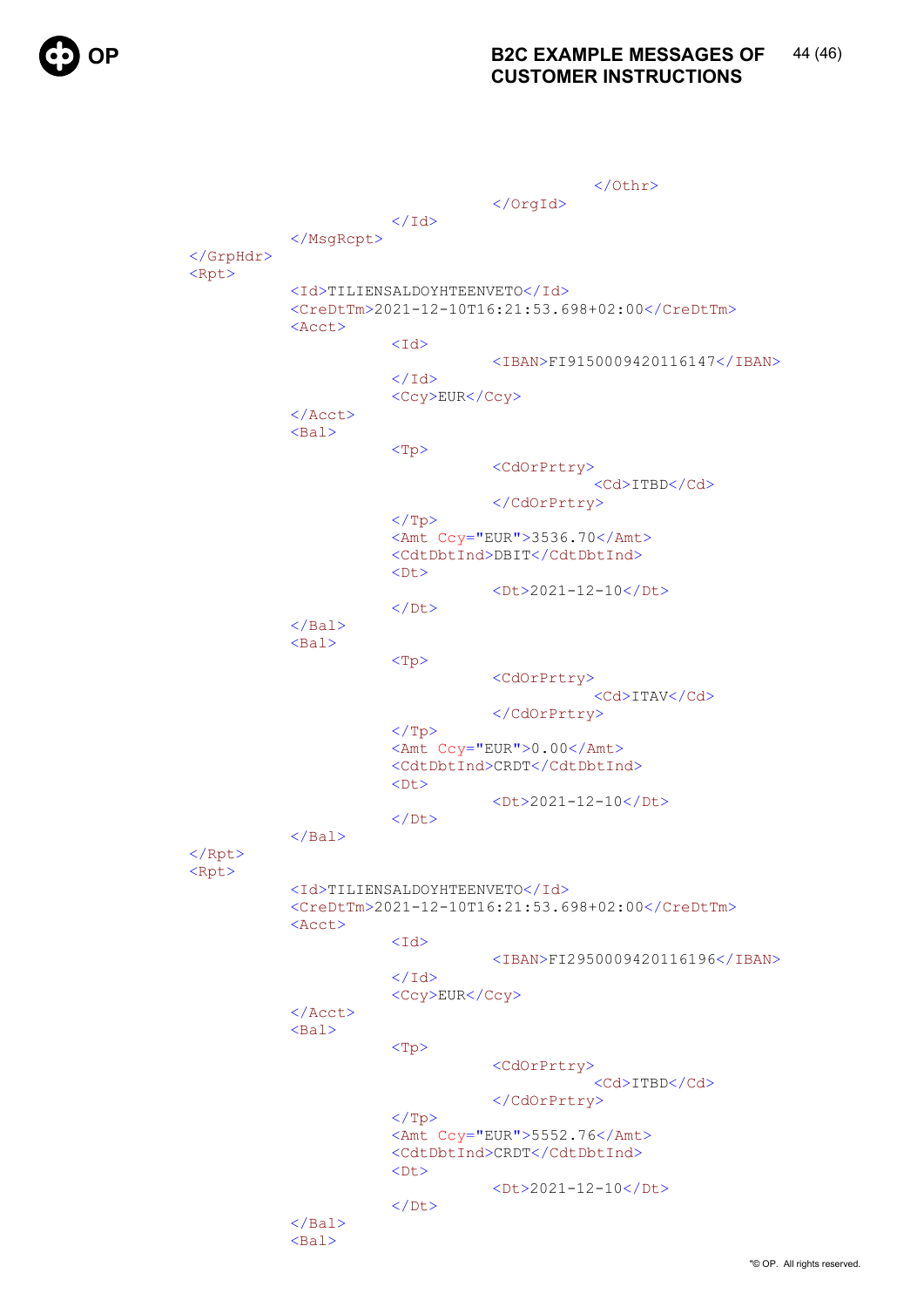```
                        </Othr>
                    </OrgId>
                </Id>
            </MsgRcpt>
        </GrpHdr>
        <Rpt>
            <Id>TILIENSALDOYHTEENVETO</Id>
            <CreDtTm>2021-12-10T16:21:53.698+02:00</CreDtTm>
            <Acct>
                <Id>
                    <IBAN>FI9150009420116147</IBAN>
                </Id>
                <Ccy>EUR</Ccy>
            </Acct>
            <Bal>
                <Tp>
                    <CdOrPrtry>
                        <Cd>ITBD</Cd>
                    </CdOrPrtry>
                </Tp>
                <Amt Ccy="EUR">3536.70</Amt>
                <CdtDbtInd>DBIT</CdtDbtInd>
                <Dt>
                    <Dt>2021-12-10</Dt>
                </Dt>
            </Bal>
            <Bal>
                <Tp>
                    <CdOrPrtry>
                        <Cd>ITAV</Cd>
                    </CdOrPrtry>
                </Tp>
                <Amt Ccy="EUR">0.00</Amt>
                <CdtDbtInd>CRDT</CdtDbtInd>
                <Dt>
                    <Dt>2021-12-10</Dt>
                </Dt>
            </Bal>
        </Rpt>
        <Rpt>
            <Id>TILIENSALDOYHTEENVETO</Id>
            <CreDtTm>2021-12-10T16:21:53.698+02:00</CreDtTm>
            <Acct>
                <Id>
                    <IBAN>FI2950009420116196</IBAN>
                </Id>
                <Ccy>EUR</Ccy>
            </Acct>
            <Bal>
                <Tp>
                    <CdOrPrtry>
                        <Cd>ITBD</Cd>
                    </CdOrPrtry>
                </Tp>
                <Amt Ccy="EUR">5552.76</Amt>
                <CdtDbtInd>CRDT</CdtDbtInd>
                <Dt>
                    <Dt>2021-12-10</Dt>
                </Dt>
            </Bal>
            <Bal>
```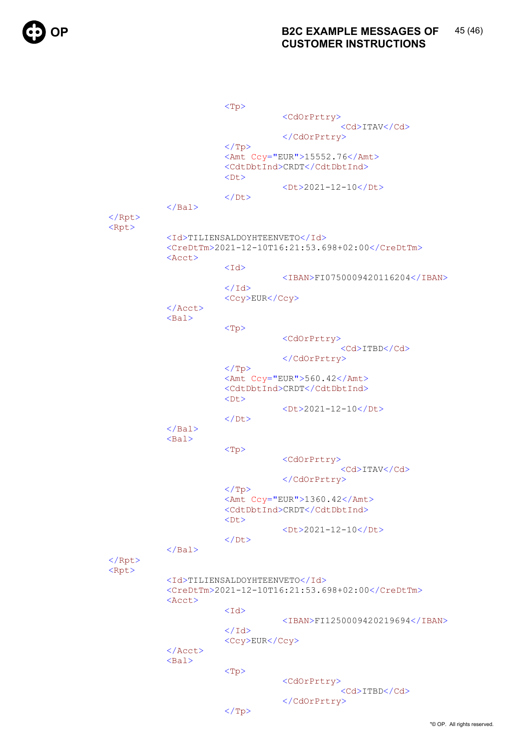```
					<Tp>
						<CdOrPrtry>
							<Cd>ITAV</Cd>
						</CdOrPrtry>
					</Tp>
					<Amt Ccy="EUR">15552.76</Amt>
					<CdtDbtInd>CRDT</CdtDbtInd>
					<Dt>
						<Dt>2021-12-10</Dt>
					</Dt>
				</Bal>
			</Rpt>
			<Rpt>
				<Id>TILIENSALDOYHTEENVETO</Id>
				<CreDtTm>2021-12-10T16:21:53.698+02:00</CreDtTm>
				<Acct>
					<Id>
						<IBAN>FI0750009420116204</IBAN>
					</Id>
					<Ccy>EUR</Ccy>
				</Acct>
				<Bal>
					<Tp>
						<CdOrPrtry>
							<Cd>ITBD</Cd>
						</CdOrPrtry>
					</Tp>
					<Amt Ccy="EUR">560.42</Amt>
					<CdtDbtInd>CRDT</CdtDbtInd>
					<Dt>
						<Dt>2021-12-10</Dt>
					</Dt>
				</Bal>
				<Bal>
					<Tp>
						<CdOrPrtry>
							<Cd>ITAV</Cd>
						</CdOrPrtry>
					</Tp>
					<Amt Ccy="EUR">1360.42</Amt>
					<CdtDbtInd>CRDT</CdtDbtInd>
					<Dt>
						<Dt>2021-12-10</Dt>
					</Dt>
				</Bal>
			</Rpt>
			<Rpt>
				<Id>TILIENSALDOYHTEENVETO</Id>
				<CreDtTm>2021-12-10T16:21:53.698+02:00</CreDtTm>
				<Acct>
					<Id>
						<IBAN>FI1250009420219694</IBAN>
					</Id>
					<Ccy>EUR</Ccy>
				</Acct>
				<Bal>
					<Tp>
						<CdOrPrtry>
							<Cd>ITBD</Cd>
						</CdOrPrtry>
					</Tp>
```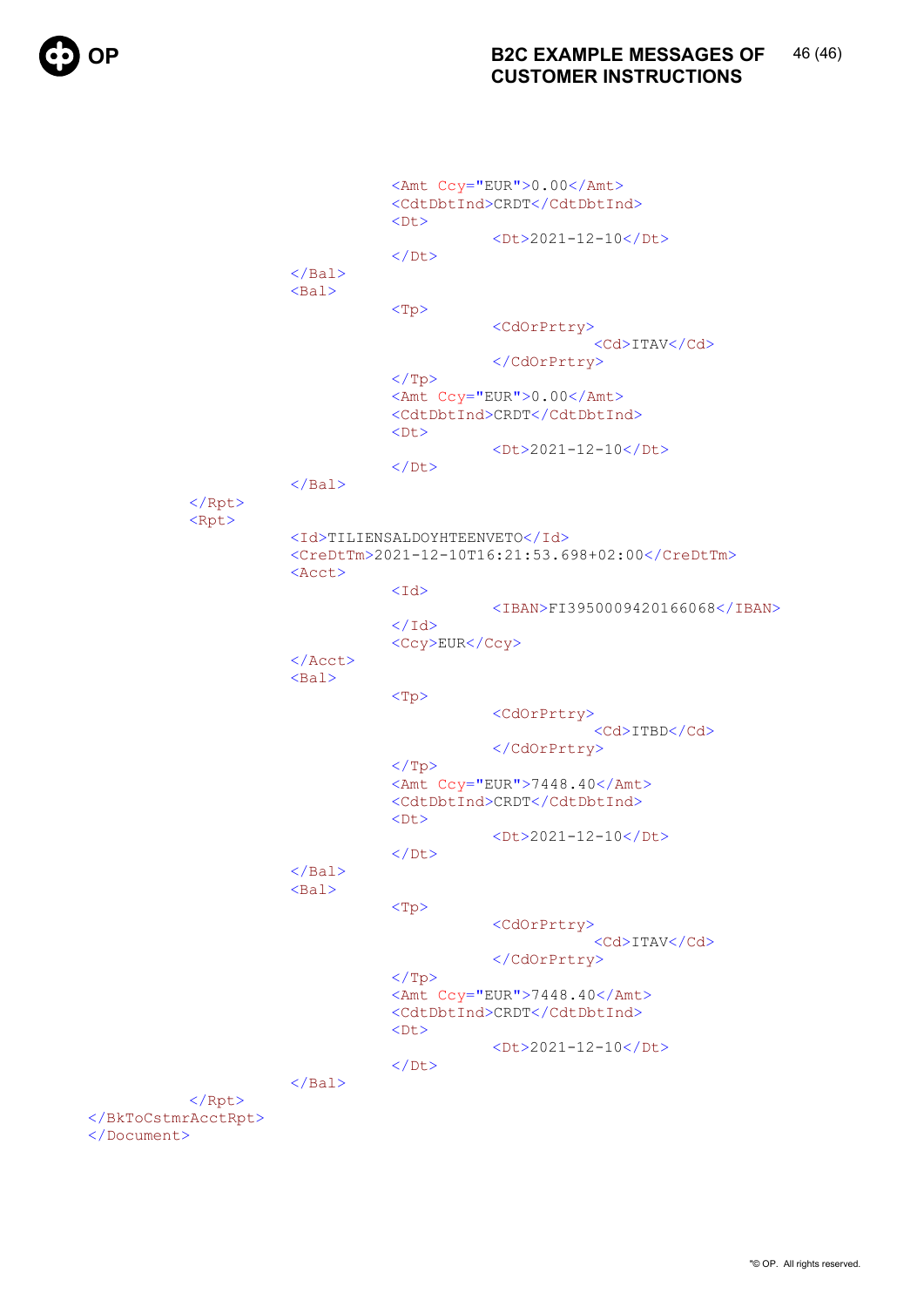```
<Amt Ccy="EUR">0.00</Amt>
				<CdtDbtInd>CRDT</CdtDbtInd>
				<Dt>
					<Dt>2021-12-10</Dt>
				</Dt>
			</Bal>
			<Bal>
				<Tp>
					<CdOrPrtry>
						<Cd>ITAV</Cd>
					</CdOrPrtry>
				</Tp>
				<Amt Ccy="EUR">0.00</Amt>
				<CdtDbtInd>CRDT</CdtDbtInd>
				<Dt>
					<Dt>2021-12-10</Dt>
				</Dt>
			</Bal>
		</Rpt>
		<Rpt>
			<Id>TILIENSALDOYHTEENVETO</Id>
			<CreDtTm>2021-12-10T16:21:53.698+02:00</CreDtTm>
			<Acct>
				<Id>
					<IBAN>FI3950009420166068</IBAN>
				</Id>
				<Ccy>EUR</Ccy>
			</Acct>
			<Bal>
				<Tp>
					<CdOrPrtry>
						<Cd>ITBD</Cd>
					</CdOrPrtry>
				</Tp>
				<Amt Ccy="EUR">7448.40</Amt>
				<CdtDbtInd>CRDT</CdtDbtInd>
				<Dt>
					<Dt>2021-12-10</Dt>
				</Dt>
			</Bal>
			<Bal>
				<Tp>
					<CdOrPrtry>
						<Cd>ITAV</Cd>
					</CdOrPrtry>
				</Tp>
				<Amt Ccy="EUR">7448.40</Amt>
				<CdtDbtInd>CRDT</CdtDbtInd>
				<Dt>
					<Dt>2021-12-10</Dt>
				</Dt>
			</Bal>
		</Rpt>
</BkToCstmrAcctRpt>
</Document>
```